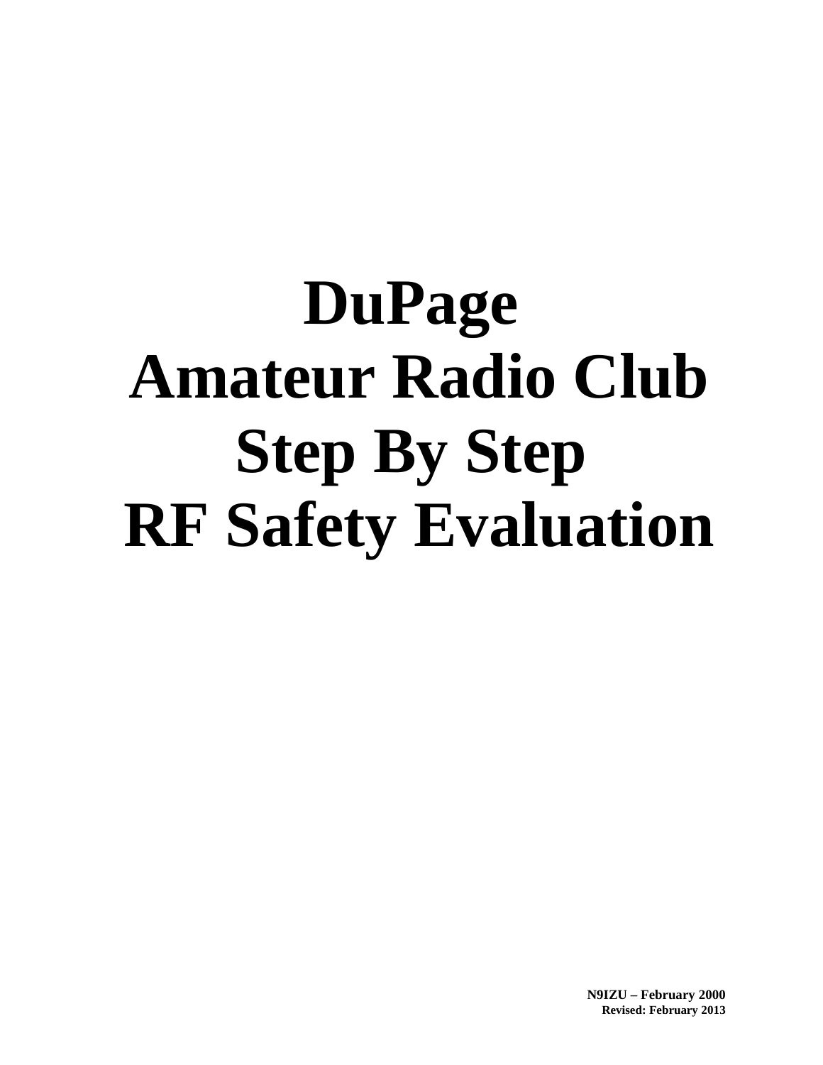# DuPage
# Amateur Radio Club
# Step By Step
# RF Safety Evaluation

**N9IZU – February 2000**
**Revised: February 2013**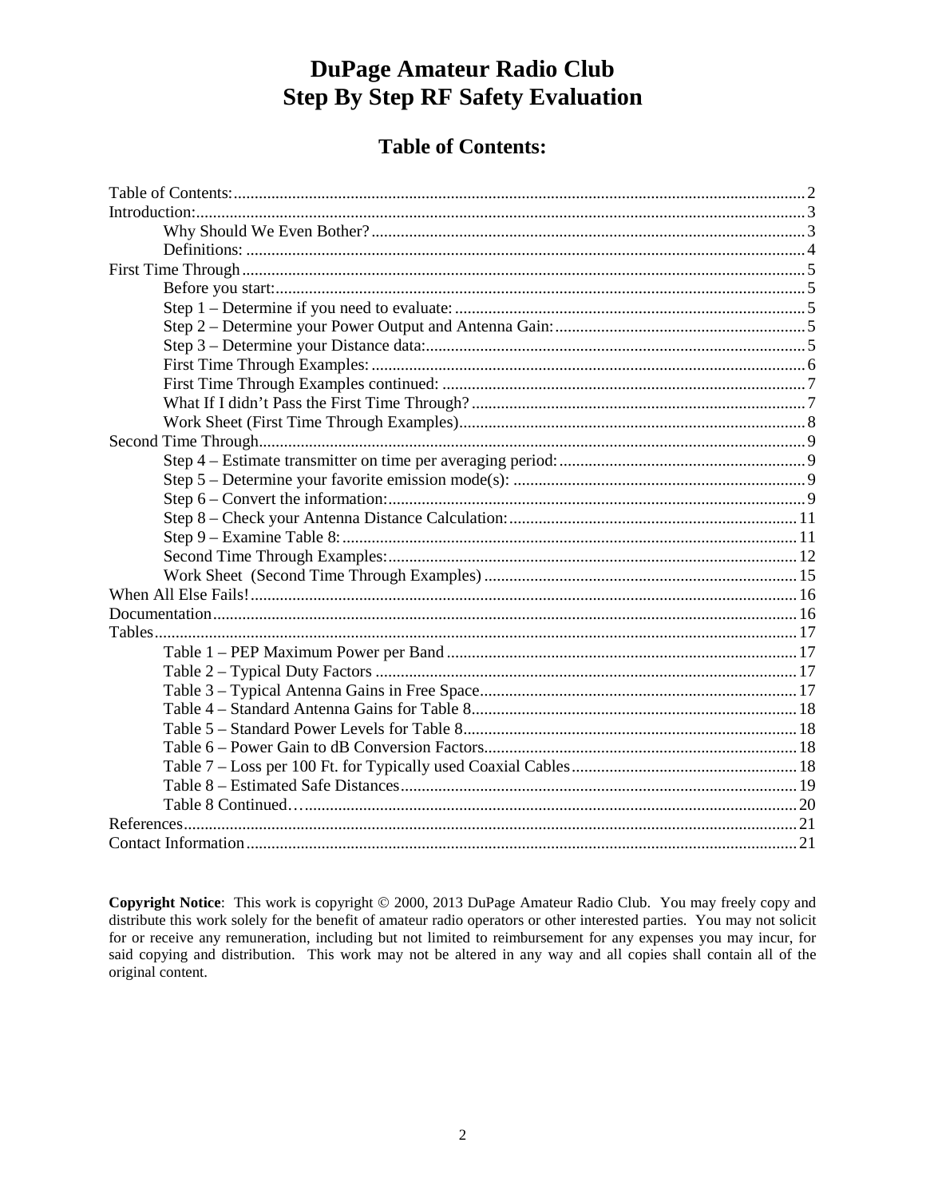# DuPage Amateur Radio Club
# Step By Step RF Safety Evaluation

## Table of Contents:

Table of Contents: 2
Introduction: 3
- Why Should We Even Bother? 3
- Definitions: 4

First Time Through 5
- Before you start: 5
- Step 1 – Determine if you need to evaluate: 5
- Step 2 – Determine your Power Output and Antenna Gain: 5
- Step 3 – Determine your Distance data: 5
- First Time Through Examples: 6
- First Time Through Examples continued: 7
- What If I didn't Pass the First Time Through? 7
- Work Sheet (First Time Through Examples) 8

Second Time Through 9
- Step 4 – Estimate transmitter on time per averaging period: 9
- Step 5 – Determine your favorite emission mode(s): 9
- Step 6 – Convert the information: 9
- Step 8 – Check your Antenna Distance Calculation: 11
- Step 9 – Examine Table 8: 11
- Second Time Through Examples: 12
- Work Sheet (Second Time Through Examples) 15

When All Else Fails! 16
Documentation 16
Tables 17
- Table 1 – PEP Maximum Power per Band 17
- Table 2 – Typical Duty Factors 17
- Table 3 – Typical Antenna Gains in Free Space 17
- Table 4 – Standard Antenna Gains for Table 8 18
- Table 5 – Standard Power Levels for Table 8 18
- Table 6 – Power Gain to dB Conversion Factors 18
- Table 7 – Loss per 100 Ft. for Typically used Coaxial Cables 18
- Table 8 – Estimated Safe Distances 19
- Table 8 Continued… 20

References 21
Contact Information 21

**Copyright Notice**: This work is copyright © 2000, 2013 DuPage Amateur Radio Club. You may freely copy and distribute this work solely for the benefit of amateur radio operators or other interested parties. You may not solicit for or receive any remuneration, including but not limited to reimbursement for any expenses you may incur, for said copying and distribution. This work may not be altered in any way and all copies shall contain all of the original content.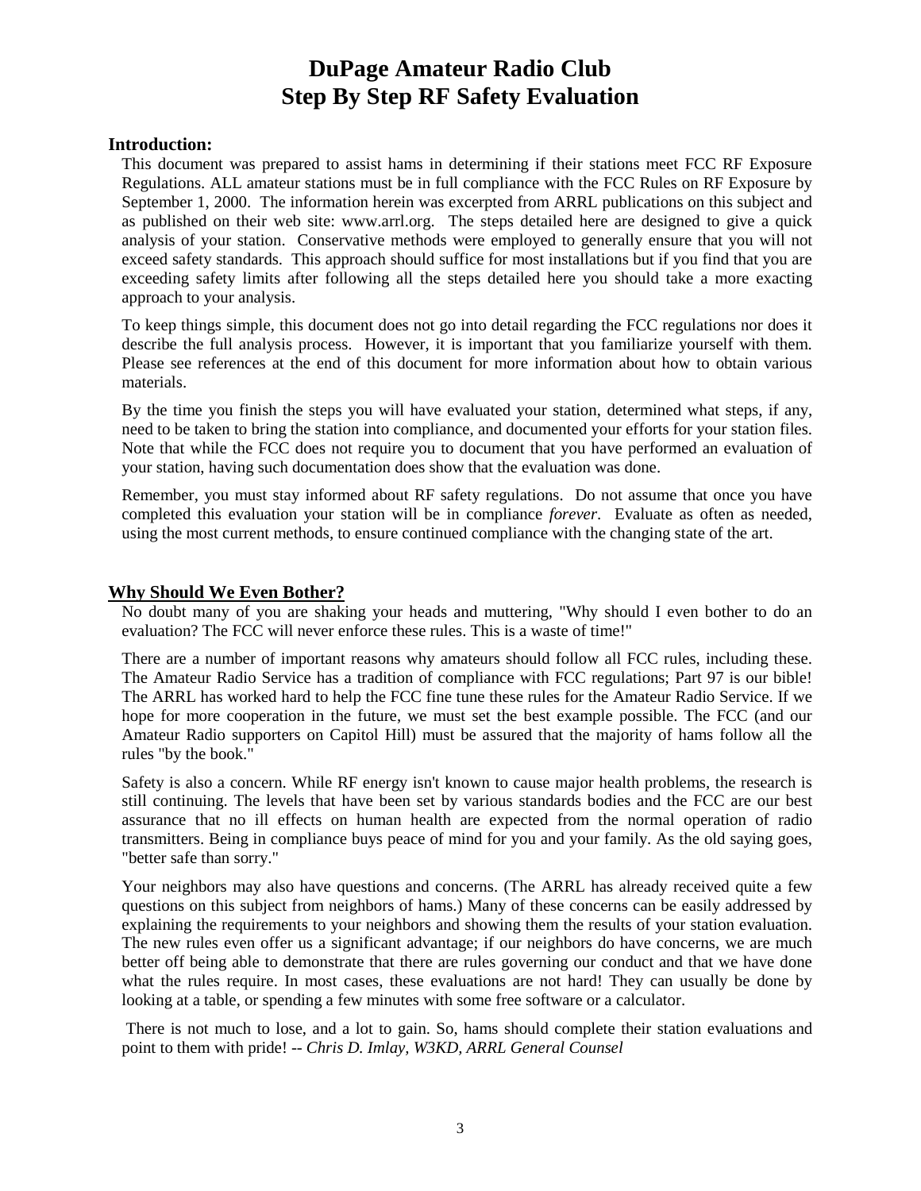# DuPage Amateur Radio Club
# Step By Step RF Safety Evaluation

## Introduction:

This document was prepared to assist hams in determining if their stations meet FCC RF Exposure Regulations. ALL amateur stations must be in full compliance with the FCC Rules on RF Exposure by September 1, 2000. The information herein was excerpted from ARRL publications on this subject and as published on their web site: www.arrl.org. The steps detailed here are designed to give a quick analysis of your station. Conservative methods were employed to generally ensure that you will not exceed safety standards. This approach should suffice for most installations but if you find that you are exceeding safety limits after following all the steps detailed here you should take a more exacting approach to your analysis.

To keep things simple, this document does not go into detail regarding the FCC regulations nor does it describe the full analysis process. However, it is important that you familiarize yourself with them. Please see references at the end of this document for more information about how to obtain various materials.

By the time you finish the steps you will have evaluated your station, determined what steps, if any, need to be taken to bring the station into compliance, and documented your efforts for your station files. Note that while the FCC does not require you to document that you have performed an evaluation of your station, having such documentation does show that the evaluation was done.

Remember, you must stay informed about RF safety regulations. Do not assume that once you have completed this evaluation your station will be in compliance *forever*. Evaluate as often as needed, using the most current methods, to ensure continued compliance with the changing state of the art.

## Why Should We Even Bother?

No doubt many of you are shaking your heads and muttering, "Why should I even bother to do an evaluation? The FCC will never enforce these rules. This is a waste of time!"

There are a number of important reasons why amateurs should follow all FCC rules, including these. The Amateur Radio Service has a tradition of compliance with FCC regulations; Part 97 is our bible! The ARRL has worked hard to help the FCC fine tune these rules for the Amateur Radio Service. If we hope for more cooperation in the future, we must set the best example possible. The FCC (and our Amateur Radio supporters on Capitol Hill) must be assured that the majority of hams follow all the rules "by the book."

Safety is also a concern. While RF energy isn't known to cause major health problems, the research is still continuing. The levels that have been set by various standards bodies and the FCC are our best assurance that no ill effects on human health are expected from the normal operation of radio transmitters. Being in compliance buys peace of mind for you and your family. As the old saying goes, "better safe than sorry."

Your neighbors may also have questions and concerns. (The ARRL has already received quite a few questions on this subject from neighbors of hams.) Many of these concerns can be easily addressed by explaining the requirements to your neighbors and showing them the results of your station evaluation. The new rules even offer us a significant advantage; if our neighbors do have concerns, we are much better off being able to demonstrate that there are rules governing our conduct and that we have done what the rules require. In most cases, these evaluations are not hard! They can usually be done by looking at a table, or spending a few minutes with some free software or a calculator.

There is not much to lose, and a lot to gain. So, hams should complete their station evaluations and point to them with pride! -- *Chris D. Imlay, W3KD, ARRL General Counsel*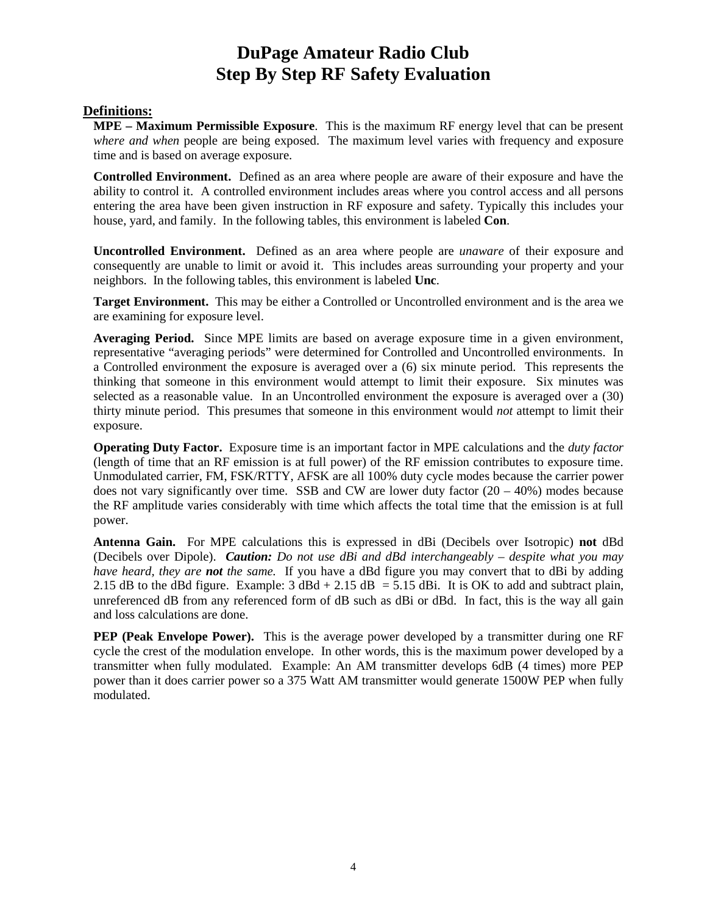# DuPage Amateur Radio Club
# Step By Step RF Safety Evaluation

## Definitions:

**MPE – Maximum Permissible Exposure**. This is the maximum RF energy level that can be present *where and when* people are being exposed. The maximum level varies with frequency and exposure time and is based on average exposure.

**Controlled Environment.** Defined as an area where people are aware of their exposure and have the ability to control it. A controlled environment includes areas where you control access and all persons entering the area have been given instruction in RF exposure and safety. Typically this includes your house, yard, and family. In the following tables, this environment is labeled **Con**.

**Uncontrolled Environment.** Defined as an area where people are *unaware* of their exposure and consequently are unable to limit or avoid it. This includes areas surrounding your property and your neighbors. In the following tables, this environment is labeled **Unc**.

**Target Environment.** This may be either a Controlled or Uncontrolled environment and is the area we are examining for exposure level.

**Averaging Period.** Since MPE limits are based on average exposure time in a given environment, representative "averaging periods" were determined for Controlled and Uncontrolled environments. In a Controlled environment the exposure is averaged over a (6) six minute period. This represents the thinking that someone in this environment would attempt to limit their exposure. Six minutes was selected as a reasonable value. In an Uncontrolled environment the exposure is averaged over a (30) thirty minute period. This presumes that someone in this environment would *not* attempt to limit their exposure.

**Operating Duty Factor.** Exposure time is an important factor in MPE calculations and the *duty factor* (length of time that an RF emission is at full power) of the RF emission contributes to exposure time. Unmodulated carrier, FM, FSK/RTTY, AFSK are all 100% duty cycle modes because the carrier power does not vary significantly over time. SSB and CW are lower duty factor (20 – 40%) modes because the RF amplitude varies considerably with time which affects the total time that the emission is at full power.

**Antenna Gain.** For MPE calculations this is expressed in dBi (Decibels over Isotropic) **not** dBd (Decibels over Dipole). ***Caution:*** *Do not use dBi and dBd interchangeably – despite what you may have heard, they are* ***not*** *the same.* If you have a dBd figure you may convert that to dBi by adding 2.15 dB to the dBd figure. Example: 3 dBd + 2.15 dB = 5.15 dBi. It is OK to add and subtract plain, unreferenced dB from any referenced form of dB such as dBi or dBd. In fact, this is the way all gain and loss calculations are done.

**PEP (Peak Envelope Power).** This is the average power developed by a transmitter during one RF cycle the crest of the modulation envelope. In other words, this is the maximum power developed by a transmitter when fully modulated. Example: An AM transmitter develops 6dB (4 times) more PEP power than it does carrier power so a 375 Watt AM transmitter would generate 1500W PEP when fully modulated.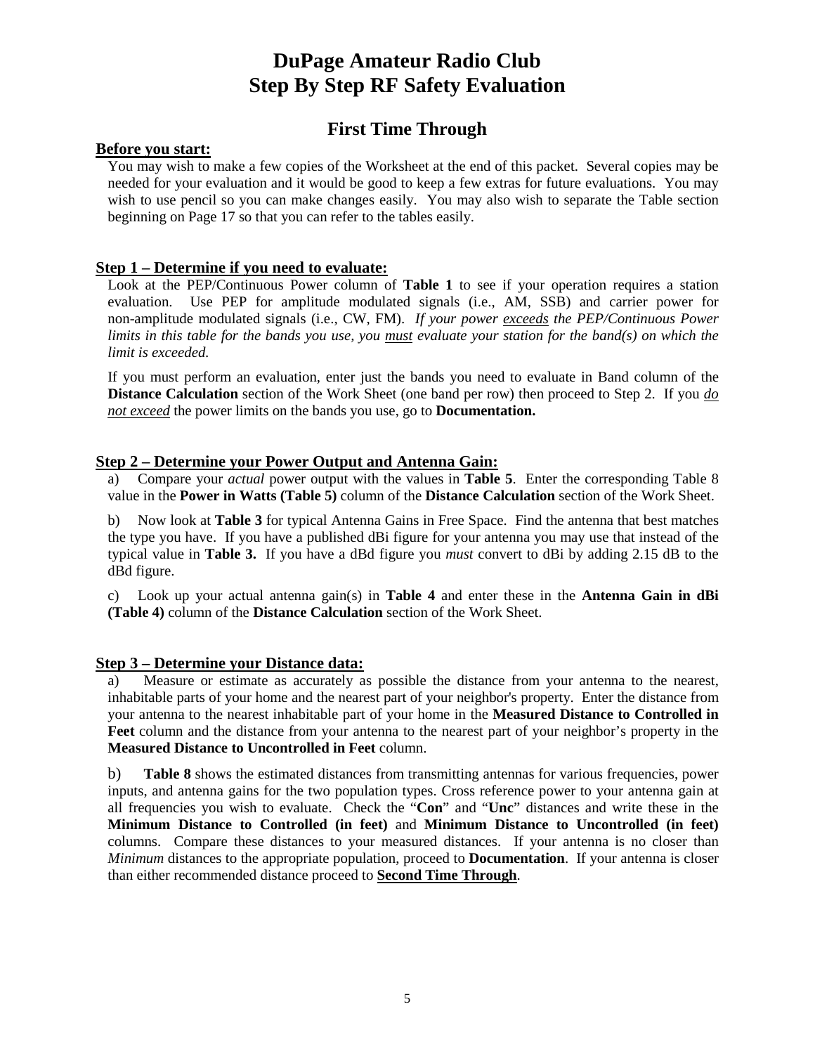# DuPage Amateur Radio Club
# Step By Step RF Safety Evaluation

## First Time Through

**Before you start:**

You may wish to make a few copies of the Worksheet at the end of this packet. Several copies may be needed for your evaluation and it would be good to keep a few extras for future evaluations. You may wish to use pencil so you can make changes easily. You may also wish to separate the Table section beginning on Page 17 so that you can refer to the tables easily.

**Step 1 – Determine if you need to evaluate:**

Look at the PEP/Continuous Power column of **Table 1** to see if your operation requires a station evaluation. Use PEP for amplitude modulated signals (i.e., AM, SSB) and carrier power for non-amplitude modulated signals (i.e., CW, FM). *If your power exceeds the PEP/Continuous Power limits in this table for the bands you use, you must evaluate your station for the band(s) on which the limit is exceeded.*

If you must perform an evaluation, enter just the bands you need to evaluate in Band column of the **Distance Calculation** section of the Work Sheet (one band per row) then proceed to Step 2. If you *do not exceed* the power limits on the bands you use, go to **Documentation.**

**Step 2 – Determine your Power Output and Antenna Gain:**

a) Compare your *actual* power output with the values in **Table 5**. Enter the corresponding Table 8 value in the **Power in Watts (Table 5)** column of the **Distance Calculation** section of the Work Sheet.

b) Now look at **Table 3** for typical Antenna Gains in Free Space. Find the antenna that best matches the type you have. If you have a published dBi figure for your antenna you may use that instead of the typical value in **Table 3.** If you have a dBd figure you *must* convert to dBi by adding 2.15 dB to the dBd figure.

c) Look up your actual antenna gain(s) in **Table 4** and enter these in the **Antenna Gain in dBi (Table 4)** column of the **Distance Calculation** section of the Work Sheet.

**Step 3 – Determine your Distance data:**

a) Measure or estimate as accurately as possible the distance from your antenna to the nearest, inhabitable parts of your home and the nearest part of your neighbor's property. Enter the distance from your antenna to the nearest inhabitable part of your home in the **Measured Distance to Controlled in Feet** column and the distance from your antenna to the nearest part of your neighbor's property in the **Measured Distance to Uncontrolled in Feet** column.

b) **Table 8** shows the estimated distances from transmitting antennas for various frequencies, power inputs, and antenna gains for the two population types. Cross reference power to your antenna gain at all frequencies you wish to evaluate. Check the "**Con**" and "**Unc**" distances and write these in the **Minimum Distance to Controlled (in feet)** and **Minimum Distance to Uncontrolled (in feet)** columns. Compare these distances to your measured distances. If your antenna is no closer than *Minimum* distances to the appropriate population, proceed to **Documentation**. If your antenna is closer than either recommended distance proceed to **Second Time Through**.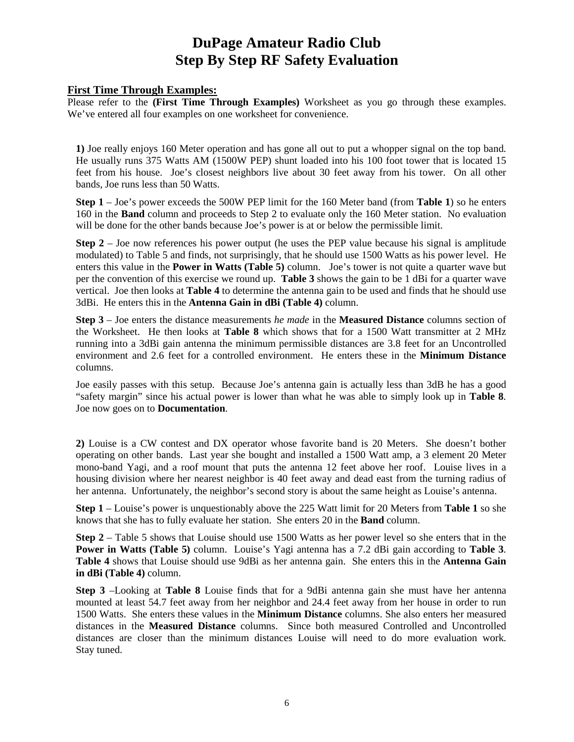# DuPage Amateur Radio Club
# Step By Step RF Safety Evaluation

## First Time Through Examples:

Please refer to the **(First Time Through Examples)** Worksheet as you go through these examples. We've entered all four examples on one worksheet for convenience.

**1)** Joe really enjoys 160 Meter operation and has gone all out to put a whopper signal on the top band. He usually runs 375 Watts AM (1500W PEP) shunt loaded into his 100 foot tower that is located 15 feet from his house. Joe's closest neighbors live about 30 feet away from his tower. On all other bands, Joe runs less than 50 Watts.

**Step 1** – Joe's power exceeds the 500W PEP limit for the 160 Meter band (from **Table 1**) so he enters 160 in the **Band** column and proceeds to Step 2 to evaluate only the 160 Meter station. No evaluation will be done for the other bands because Joe's power is at or below the permissible limit.

**Step 2** – Joe now references his power output (he uses the PEP value because his signal is amplitude modulated) to Table 5 and finds, not surprisingly, that he should use 1500 Watts as his power level. He enters this value in the **Power in Watts (Table 5)** column. Joe's tower is not quite a quarter wave but per the convention of this exercise we round up. **Table 3** shows the gain to be 1 dBi for a quarter wave vertical. Joe then looks at **Table 4** to determine the antenna gain to be used and finds that he should use 3dBi. He enters this in the **Antenna Gain in dBi (Table 4)** column.

**Step 3** – Joe enters the distance measurements *he made* in the **Measured Distance** columns section of the Worksheet. He then looks at **Table 8** which shows that for a 1500 Watt transmitter at 2 MHz running into a 3dBi gain antenna the minimum permissible distances are 3.8 feet for an Uncontrolled environment and 2.6 feet for a controlled environment. He enters these in the **Minimum Distance** columns.

Joe easily passes with this setup. Because Joe's antenna gain is actually less than 3dB he has a good "safety margin" since his actual power is lower than what he was able to simply look up in **Table 8**. Joe now goes on to **Documentation**.

**2)** Louise is a CW contest and DX operator whose favorite band is 20 Meters. She doesn't bother operating on other bands. Last year she bought and installed a 1500 Watt amp, a 3 element 20 Meter mono-band Yagi, and a roof mount that puts the antenna 12 feet above her roof. Louise lives in a housing division where her nearest neighbor is 40 feet away and dead east from the turning radius of her antenna. Unfortunately, the neighbor's second story is about the same height as Louise's antenna.

**Step 1** – Louise's power is unquestionably above the 225 Watt limit for 20 Meters from **Table 1** so she knows that she has to fully evaluate her station. She enters 20 in the **Band** column.

**Step 2** – Table 5 shows that Louise should use 1500 Watts as her power level so she enters that in the **Power in Watts (Table 5)** column. Louise's Yagi antenna has a 7.2 dBi gain according to **Table 3**. **Table 4** shows that Louise should use 9dBi as her antenna gain. She enters this in the **Antenna Gain in dBi (Table 4)** column.

**Step 3** –Looking at **Table 8** Louise finds that for a 9dBi antenna gain she must have her antenna mounted at least 54.7 feet away from her neighbor and 24.4 feet away from her house in order to run 1500 Watts. She enters these values in the **Minimum Distance** columns. She also enters her measured distances in the **Measured Distance** columns. Since both measured Controlled and Uncontrolled distances are closer than the minimum distances Louise will need to do more evaluation work. Stay tuned.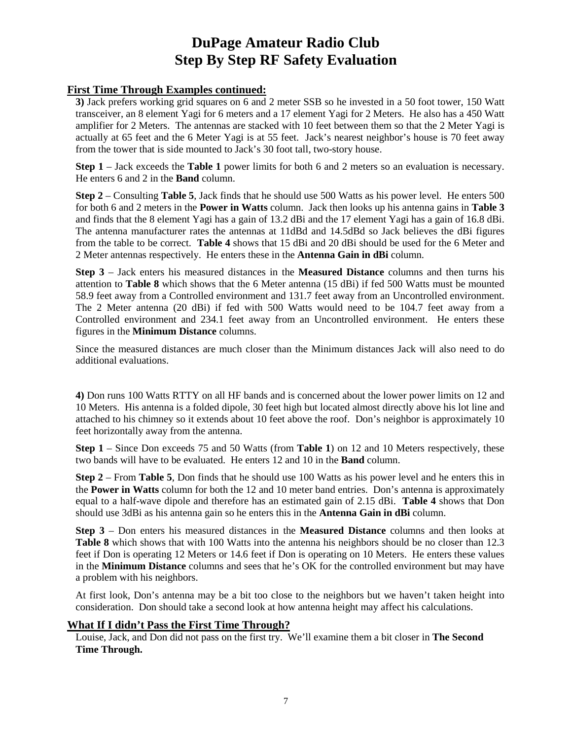# DuPage Amateur Radio Club
# Step By Step RF Safety Evaluation

## First Time Through Examples continued:

**3)** Jack prefers working grid squares on 6 and 2 meter SSB so he invested in a 50 foot tower, 150 Watt transceiver, an 8 element Yagi for 6 meters and a 17 element Yagi for 2 Meters. He also has a 450 Watt amplifier for 2 Meters. The antennas are stacked with 10 feet between them so that the 2 Meter Yagi is actually at 65 feet and the 6 Meter Yagi is at 55 feet. Jack's nearest neighbor's house is 70 feet away from the tower that is side mounted to Jack's 30 foot tall, two-story house.

**Step 1** – Jack exceeds the **Table 1** power limits for both 6 and 2 meters so an evaluation is necessary. He enters 6 and 2 in the **Band** column.

**Step 2** – Consulting **Table 5**, Jack finds that he should use 500 Watts as his power level. He enters 500 for both 6 and 2 meters in the **Power in Watts** column. Jack then looks up his antenna gains in **Table 3** and finds that the 8 element Yagi has a gain of 13.2 dBi and the 17 element Yagi has a gain of 16.8 dBi. The antenna manufacturer rates the antennas at 11dBd and 14.5dBd so Jack believes the dBi figures from the table to be correct. **Table 4** shows that 15 dBi and 20 dBi should be used for the 6 Meter and 2 Meter antennas respectively. He enters these in the **Antenna Gain in dBi** column.

**Step 3** – Jack enters his measured distances in the **Measured Distance** columns and then turns his attention to **Table 8** which shows that the 6 Meter antenna (15 dBi) if fed 500 Watts must be mounted 58.9 feet away from a Controlled environment and 131.7 feet away from an Uncontrolled environment. The 2 Meter antenna (20 dBi) if fed with 500 Watts would need to be 104.7 feet away from a Controlled environment and 234.1 feet away from an Uncontrolled environment. He enters these figures in the **Minimum Distance** columns.

Since the measured distances are much closer than the Minimum distances Jack will also need to do additional evaluations.

**4)** Don runs 100 Watts RTTY on all HF bands and is concerned about the lower power limits on 12 and 10 Meters. His antenna is a folded dipole, 30 feet high but located almost directly above his lot line and attached to his chimney so it extends about 10 feet above the roof. Don's neighbor is approximately 10 feet horizontally away from the antenna.

**Step 1** – Since Don exceeds 75 and 50 Watts (from **Table 1**) on 12 and 10 Meters respectively, these two bands will have to be evaluated. He enters 12 and 10 in the **Band** column.

**Step 2** – From **Table 5**, Don finds that he should use 100 Watts as his power level and he enters this in the **Power in Watts** column for both the 12 and 10 meter band entries. Don's antenna is approximately equal to a half-wave dipole and therefore has an estimated gain of 2.15 dBi. **Table 4** shows that Don should use 3dBi as his antenna gain so he enters this in the **Antenna Gain in dBi** column.

**Step 3** – Don enters his measured distances in the **Measured Distance** columns and then looks at **Table 8** which shows that with 100 Watts into the antenna his neighbors should be no closer than 12.3 feet if Don is operating 12 Meters or 14.6 feet if Don is operating on 10 Meters. He enters these values in the **Minimum Distance** columns and sees that he's OK for the controlled environment but may have a problem with his neighbors.

At first look, Don's antenna may be a bit too close to the neighbors but we haven't taken height into consideration. Don should take a second look at how antenna height may affect his calculations.

## What If I didn't Pass the First Time Through?

Louise, Jack, and Don did not pass on the first try. We'll examine them a bit closer in **The Second Time Through.**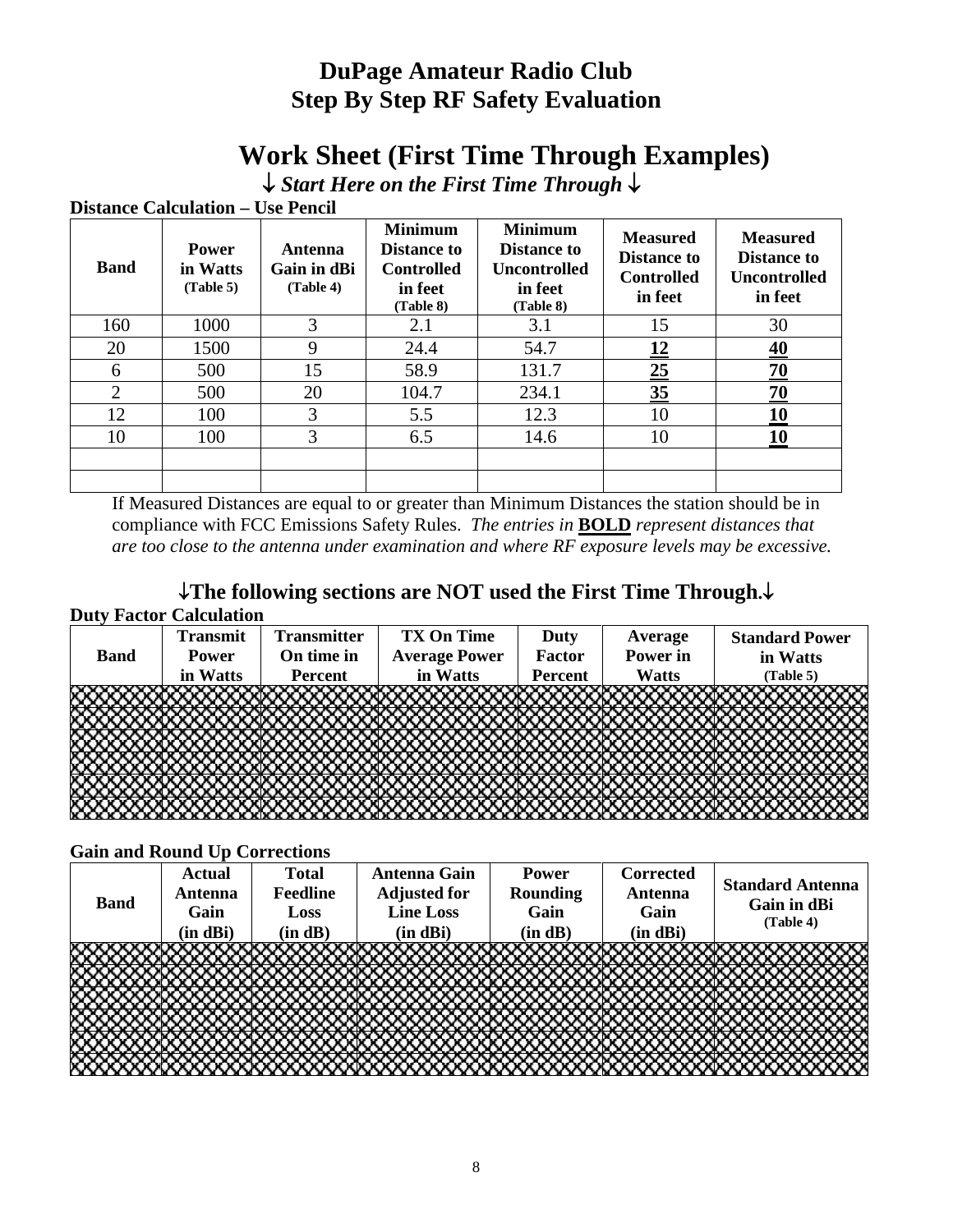# DuPage Amateur Radio Club
# Step By Step RF Safety Evaluation

## Work Sheet (First Time Through Examples)

**↓ *Start Here on the First Time Through* ↓**

**Distance Calculation – Use Pencil**

| Band | Power in Watts (Table 5) | Antenna Gain in dBi (Table 4) | Minimum Distance to Controlled in feet (Table 8) | Minimum Distance to Uncontrolled in feet (Table 8) | Measured Distance to Controlled in feet | Measured Distance to Uncontrolled in feet |
|---|---|---|---|---|---|---|
| 160 | 1000 | 3 | 2.1 | 3.1 | 15 | 30 |
| 20 | 1500 | 9 | 24.4 | 54.7 | **12** | **40** |
| 6 | 500 | 15 | 58.9 | 131.7 | **25** | **70** |
| 2 | 500 | 20 | 104.7 | 234.1 | **35** | **70** |
| 12 | 100 | 3 | 5.5 | 12.3 | 10 | **10** |
| 10 | 100 | 3 | 6.5 | 14.6 | 10 | **10** |
| | | | | | | |
| | | | | | | |

If Measured Distances are equal to or greater than Minimum Distances the station should be in compliance with FCC Emissions Safety Rules. *The entries in* **BOLD** *represent distances that are too close to the antenna under examination and where RF exposure levels may be excessive.*

**↓The following sections are NOT used the First Time Through.↓**

**Duty Factor Calculation**

| Band | Transmit Power in Watts | Transmitter On time in Percent | TX On Time Average Power in Watts | Duty Factor Percent | Average Power in Watts | Standard Power in Watts (Table 5) |
|---|---|---|---|---|---|---|
| | | | | | | |
| | | | | | | |
| | | | | | | |
| | | | | | | |
| | | | | | | |
| | | | | | | |

**Gain and Round Up Corrections**

| Band | Actual Antenna Gain (in dBi) | Total Feedline Loss (in dB) | Antenna Gain Adjusted for Line Loss (in dBi) | Power Rounding Gain (in dB) | Corrected Antenna Gain (in dBi) | Standard Antenna Gain in dBi (Table 4) |
|---|---|---|---|---|---|---|
| | | | | | | |
| | | | | | | |
| | | | | | | |
| | | | | | | |
| | | | | | | |
| | | | | | | |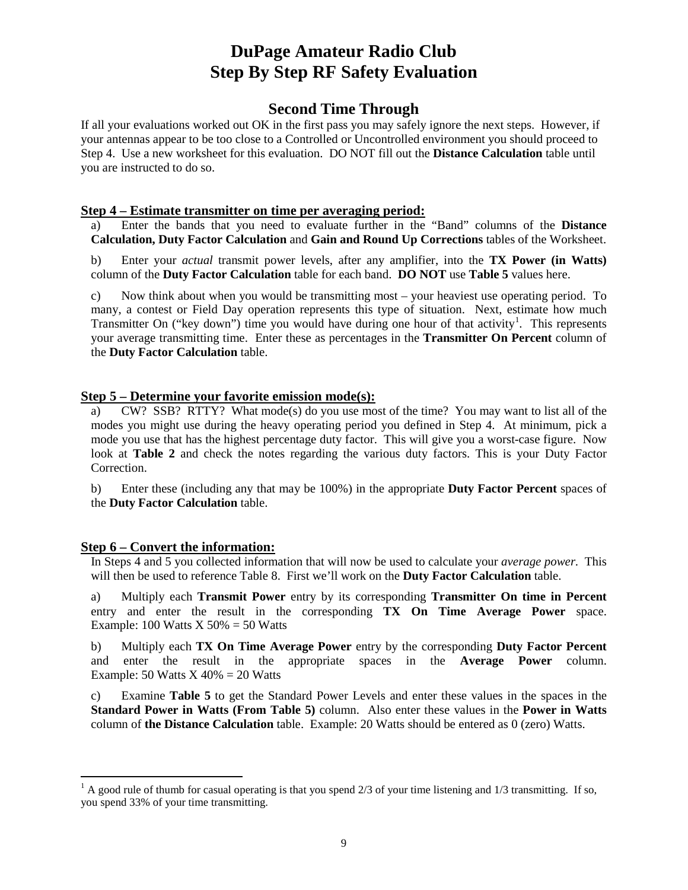# DuPage Amateur Radio Club
# Step By Step RF Safety Evaluation

## Second Time Through

If all your evaluations worked out OK in the first pass you may safely ignore the next steps. However, if your antennas appear to be too close to a Controlled or Uncontrolled environment you should proceed to Step 4. Use a new worksheet for this evaluation. DO NOT fill out the **Distance Calculation** table until you are instructed to do so.

### Step 4 – Estimate transmitter on time per averaging period:

a) Enter the bands that you need to evaluate further in the "Band" columns of the **Distance Calculation, Duty Factor Calculation** and **Gain and Round Up Corrections** tables of the Worksheet.

b) Enter your *actual* transmit power levels, after any amplifier, into the **TX Power (in Watts)** column of the **Duty Factor Calculation** table for each band. **DO NOT** use **Table 5** values here.

c) Now think about when you would be transmitting most – your heaviest use operating period. To many, a contest or Field Day operation represents this type of situation. Next, estimate how much Transmitter On ("key down") time you would have during one hour of that activity[1]. This represents your average transmitting time. Enter these as percentages in the **Transmitter On Percent** column of the **Duty Factor Calculation** table.

### Step 5 – Determine your favorite emission mode(s):

a) CW? SSB? RTTY? What mode(s) do you use most of the time? You may want to list all of the modes you might use during the heavy operating period you defined in Step 4. At minimum, pick a mode you use that has the highest percentage duty factor. This will give you a worst-case figure. Now look at **Table 2** and check the notes regarding the various duty factors. This is your Duty Factor Correction.

b) Enter these (including any that may be 100%) in the appropriate **Duty Factor Percent** spaces of the **Duty Factor Calculation** table.

### Step 6 – Convert the information:

In Steps 4 and 5 you collected information that will now be used to calculate your *average power*. This will then be used to reference Table 8. First we'll work on the **Duty Factor Calculation** table.

a) Multiply each **Transmit Power** entry by its corresponding **Transmitter On time in Percent** entry and enter the result in the corresponding **TX On Time Average Power** space. Example: 100 Watts X 50% = 50 Watts

b) Multiply each **TX On Time Average Power** entry by the corresponding **Duty Factor Percent** and enter the result in the appropriate spaces in the **Average Power** column. Example: 50 Watts X 40% = 20 Watts

c) Examine **Table 5** to get the Standard Power Levels and enter these values in the spaces in the **Standard Power in Watts (From Table 5)** column. Also enter these values in the **Power in Watts** column of **the Distance Calculation** table. Example: 20 Watts should be entered as 0 (zero) Watts.

---

[1] A good rule of thumb for casual operating is that you spend 2/3 of your time listening and 1/3 transmitting. If so, you spend 33% of your time transmitting.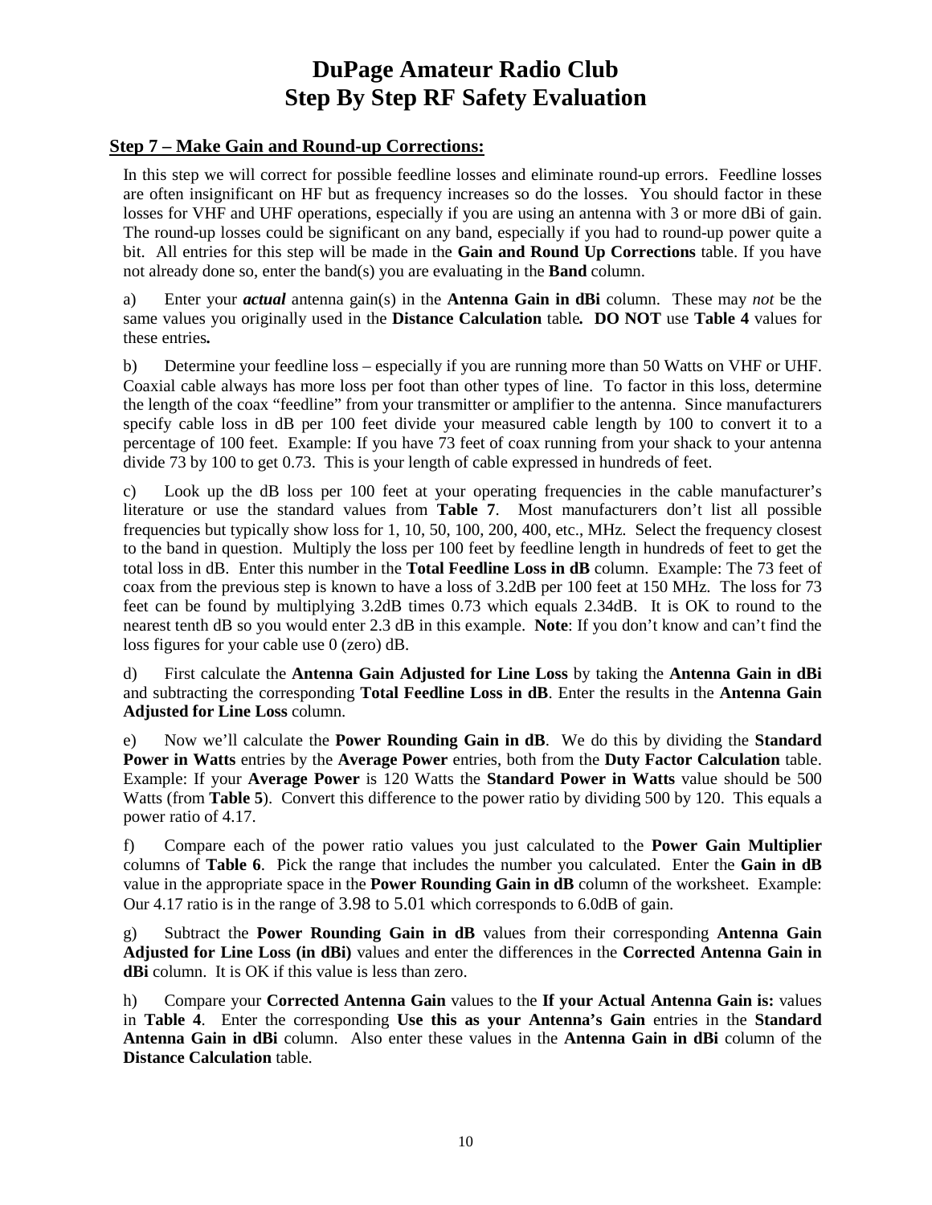# DuPage Amateur Radio Club
# Step By Step RF Safety Evaluation

## Step 7 – Make Gain and Round-up Corrections:

In this step we will correct for possible feedline losses and eliminate round-up errors. Feedline losses are often insignificant on HF but as frequency increases so do the losses. You should factor in these losses for VHF and UHF operations, especially if you are using an antenna with 3 or more dBi of gain. The round-up losses could be significant on any band, especially if you had to round-up power quite a bit. All entries for this step will be made in the **Gain and Round Up Corrections** table. If you have not already done so, enter the band(s) you are evaluating in the **Band** column.

a) Enter your ***actual*** antenna gain(s) in the **Antenna Gain in dBi** column. These may *not* be the same values you originally used in the **Distance Calculation** table**. DO NOT** use **Table 4** values for these entries**.**

b) Determine your feedline loss – especially if you are running more than 50 Watts on VHF or UHF. Coaxial cable always has more loss per foot than other types of line. To factor in this loss, determine the length of the coax "feedline" from your transmitter or amplifier to the antenna. Since manufacturers specify cable loss in dB per 100 feet divide your measured cable length by 100 to convert it to a percentage of 100 feet. Example: If you have 73 feet of coax running from your shack to your antenna divide 73 by 100 to get 0.73. This is your length of cable expressed in hundreds of feet.

c) Look up the dB loss per 100 feet at your operating frequencies in the cable manufacturer's literature or use the standard values from **Table 7**. Most manufacturers don't list all possible frequencies but typically show loss for 1, 10, 50, 100, 200, 400, etc., MHz. Select the frequency closest to the band in question. Multiply the loss per 100 feet by feedline length in hundreds of feet to get the total loss in dB. Enter this number in the **Total Feedline Loss in dB** column. Example: The 73 feet of coax from the previous step is known to have a loss of 3.2dB per 100 feet at 150 MHz. The loss for 73 feet can be found by multiplying 3.2dB times 0.73 which equals 2.34dB. It is OK to round to the nearest tenth dB so you would enter 2.3 dB in this example. **Note**: If you don't know and can't find the loss figures for your cable use 0 (zero) dB.

d) First calculate the **Antenna Gain Adjusted for Line Loss** by taking the **Antenna Gain in dBi** and subtracting the corresponding **Total Feedline Loss in dB**. Enter the results in the **Antenna Gain Adjusted for Line Loss** column.

e) Now we'll calculate the **Power Rounding Gain in dB**. We do this by dividing the **Standard Power in Watts** entries by the **Average Power** entries, both from the **Duty Factor Calculation** table. Example: If your **Average Power** is 120 Watts the **Standard Power in Watts** value should be 500 Watts (from **Table 5**). Convert this difference to the power ratio by dividing 500 by 120. This equals a power ratio of 4.17.

f) Compare each of the power ratio values you just calculated to the **Power Gain Multiplier** columns of **Table 6**. Pick the range that includes the number you calculated. Enter the **Gain in dB** value in the appropriate space in the **Power Rounding Gain in dB** column of the worksheet. Example: Our 4.17 ratio is in the range of 3.98 to 5.01 which corresponds to 6.0dB of gain.

g) Subtract the **Power Rounding Gain in dB** values from their corresponding **Antenna Gain Adjusted for Line Loss (in dBi)** values and enter the differences in the **Corrected Antenna Gain in dBi** column. It is OK if this value is less than zero.

h) Compare your **Corrected Antenna Gain** values to the **If your Actual Antenna Gain is:** values in **Table 4**. Enter the corresponding **Use this as your Antenna's Gain** entries in the **Standard Antenna Gain in dBi** column. Also enter these values in the **Antenna Gain in dBi** column of the **Distance Calculation** table.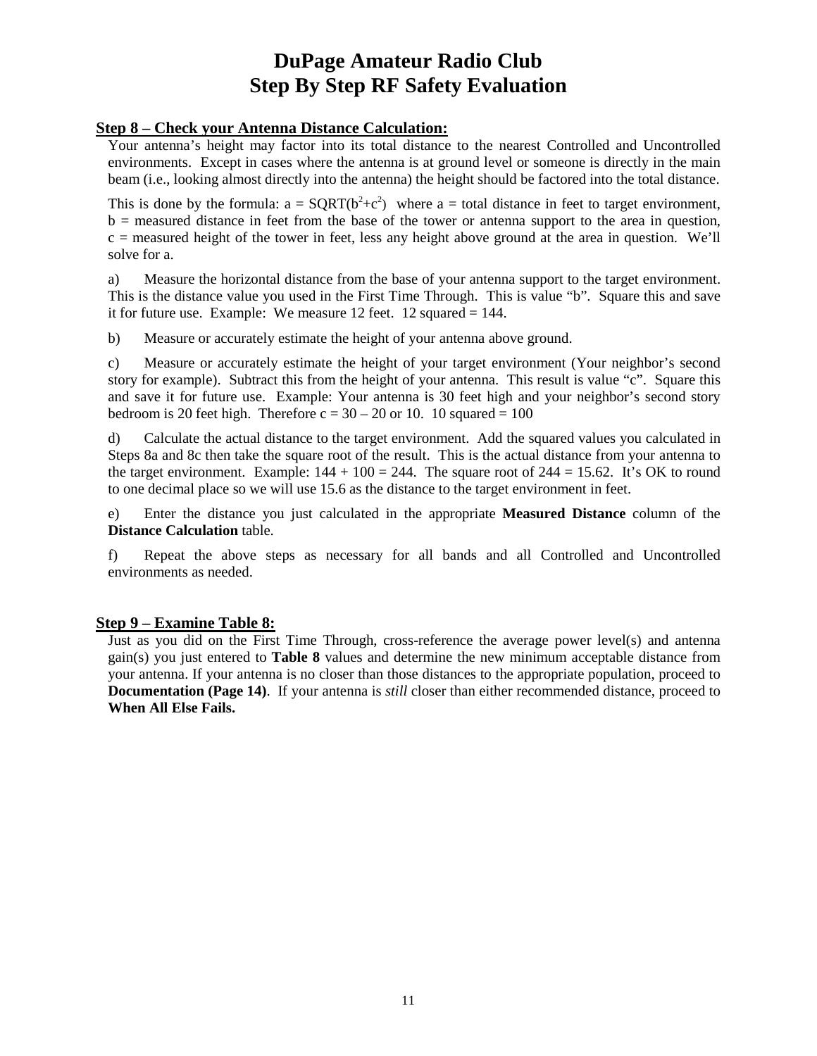# DuPage Amateur Radio Club
# Step By Step RF Safety Evaluation

## Step 8 – Check your Antenna Distance Calculation:

Your antenna's height may factor into its total distance to the nearest Controlled and Uncontrolled environments. Except in cases where the antenna is at ground level or someone is directly in the main beam (i.e., looking almost directly into the antenna) the height should be factored into the total distance.

This is done by the formula: $a = SQRT(b^2+c^2)$ where a = total distance in feet to target environment, b = measured distance in feet from the base of the tower or antenna support to the area in question, c = measured height of the tower in feet, less any height above ground at the area in question. We'll solve for a.

a) Measure the horizontal distance from the base of your antenna support to the target environment. This is the distance value you used in the First Time Through. This is value "b". Square this and save it for future use. Example: We measure 12 feet. 12 squared = 144.

b) Measure or accurately estimate the height of your antenna above ground.

c) Measure or accurately estimate the height of your target environment (Your neighbor's second story for example). Subtract this from the height of your antenna. This result is value "c". Square this and save it for future use. Example: Your antenna is 30 feet high and your neighbor's second story bedroom is 20 feet high. Therefore c = 30 – 20 or 10. 10 squared = 100

d) Calculate the actual distance to the target environment. Add the squared values you calculated in Steps 8a and 8c then take the square root of the result. This is the actual distance from your antenna to the target environment. Example: 144 + 100 = 244. The square root of 244 = 15.62. It's OK to round to one decimal place so we will use 15.6 as the distance to the target environment in feet.

e) Enter the distance you just calculated in the appropriate **Measured Distance** column of the **Distance Calculation** table.

f) Repeat the above steps as necessary for all bands and all Controlled and Uncontrolled environments as needed.

## Step 9 – Examine Table 8:

Just as you did on the First Time Through, cross-reference the average power level(s) and antenna gain(s) you just entered to **Table 8** values and determine the new minimum acceptable distance from your antenna. If your antenna is no closer than those distances to the appropriate population, proceed to **Documentation (Page 14)**. If your antenna is *still* closer than either recommended distance, proceed to **When All Else Fails.**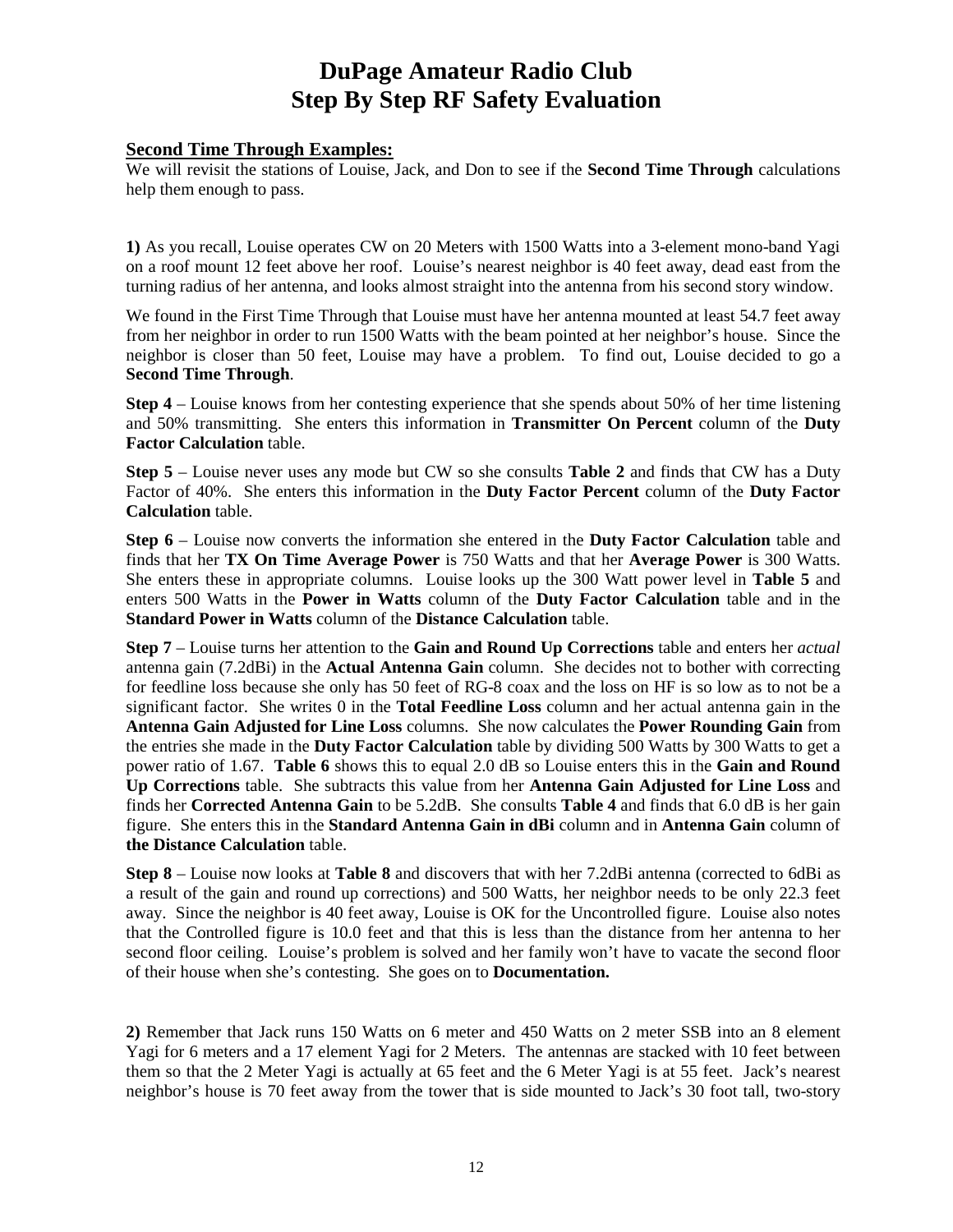# DuPage Amateur Radio Club
# Step By Step RF Safety Evaluation

## Second Time Through Examples:

We will revisit the stations of Louise, Jack, and Don to see if the **Second Time Through** calculations help them enough to pass.

**1)** As you recall, Louise operates CW on 20 Meters with 1500 Watts into a 3-element mono-band Yagi on a roof mount 12 feet above her roof. Louise's nearest neighbor is 40 feet away, dead east from the turning radius of her antenna, and looks almost straight into the antenna from his second story window.

We found in the First Time Through that Louise must have her antenna mounted at least 54.7 feet away from her neighbor in order to run 1500 Watts with the beam pointed at her neighbor's house. Since the neighbor is closer than 50 feet, Louise may have a problem. To find out, Louise decided to go a **Second Time Through**.

**Step 4** – Louise knows from her contesting experience that she spends about 50% of her time listening and 50% transmitting. She enters this information in **Transmitter On Percent** column of the **Duty Factor Calculation** table.

**Step 5** – Louise never uses any mode but CW so she consults **Table 2** and finds that CW has a Duty Factor of 40%. She enters this information in the **Duty Factor Percent** column of the **Duty Factor Calculation** table.

**Step 6** – Louise now converts the information she entered in the **Duty Factor Calculation** table and finds that her **TX On Time Average Power** is 750 Watts and that her **Average Power** is 300 Watts. She enters these in appropriate columns. Louise looks up the 300 Watt power level in **Table 5** and enters 500 Watts in the **Power in Watts** column of the **Duty Factor Calculation** table and in the **Standard Power in Watts** column of the **Distance Calculation** table.

**Step 7** – Louise turns her attention to the **Gain and Round Up Corrections** table and enters her *actual* antenna gain (7.2dBi) in the **Actual Antenna Gain** column. She decides not to bother with correcting for feedline loss because she only has 50 feet of RG-8 coax and the loss on HF is so low as to not be a significant factor. She writes 0 in the **Total Feedline Loss** column and her actual antenna gain in the **Antenna Gain Adjusted for Line Loss** columns. She now calculates the **Power Rounding Gain** from the entries she made in the **Duty Factor Calculation** table by dividing 500 Watts by 300 Watts to get a power ratio of 1.67. **Table 6** shows this to equal 2.0 dB so Louise enters this in the **Gain and Round Up Corrections** table. She subtracts this value from her **Antenna Gain Adjusted for Line Loss** and finds her **Corrected Antenna Gain** to be 5.2dB. She consults **Table 4** and finds that 6.0 dB is her gain figure. She enters this in the **Standard Antenna Gain in dBi** column and in **Antenna Gain** column of **the Distance Calculation** table.

**Step 8** – Louise now looks at **Table 8** and discovers that with her 7.2dBi antenna (corrected to 6dBi as a result of the gain and round up corrections) and 500 Watts, her neighbor needs to be only 22.3 feet away. Since the neighbor is 40 feet away, Louise is OK for the Uncontrolled figure. Louise also notes that the Controlled figure is 10.0 feet and that this is less than the distance from her antenna to her second floor ceiling. Louise's problem is solved and her family won't have to vacate the second floor of their house when she's contesting. She goes on to **Documentation.**

**2)** Remember that Jack runs 150 Watts on 6 meter and 450 Watts on 2 meter SSB into an 8 element Yagi for 6 meters and a 17 element Yagi for 2 Meters. The antennas are stacked with 10 feet between them so that the 2 Meter Yagi is actually at 65 feet and the 6 Meter Yagi is at 55 feet. Jack's nearest neighbor's house is 70 feet away from the tower that is side mounted to Jack's 30 foot tall, two-story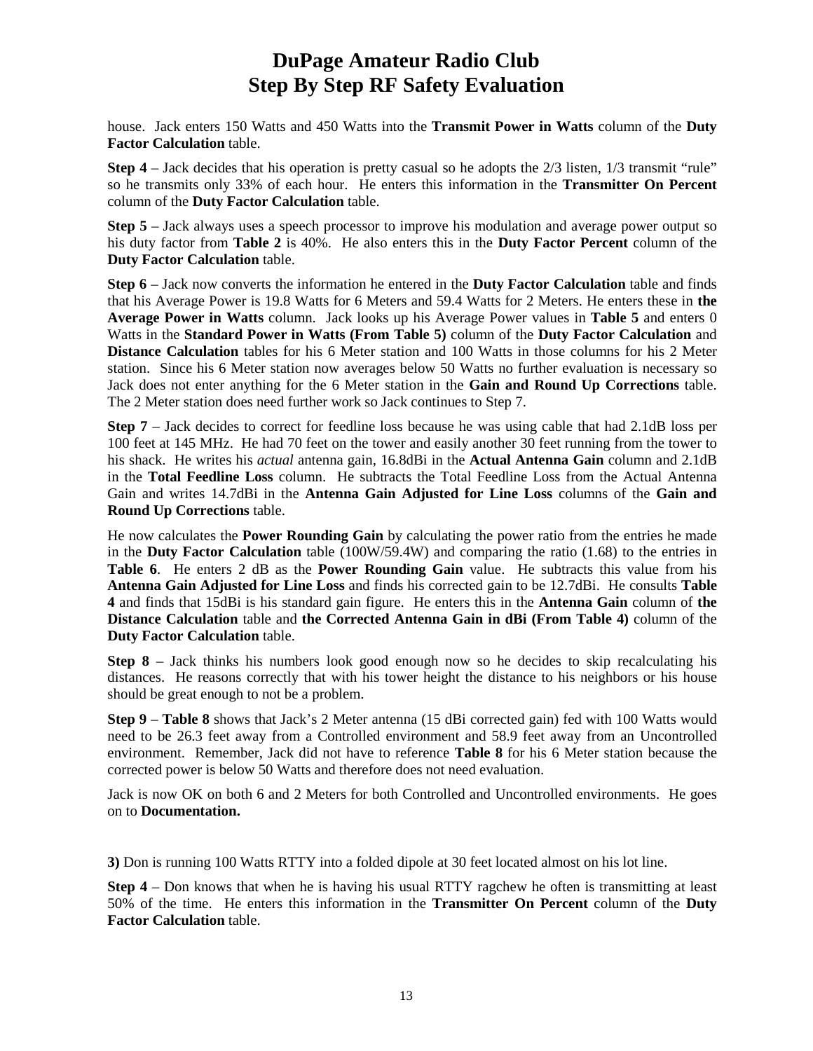house. Jack enters 150 Watts and 450 Watts into the **Transmit Power in Watts** column of the **Duty Factor Calculation** table.

**Step 4** – Jack decides that his operation is pretty casual so he adopts the 2/3 listen, 1/3 transmit "rule" so he transmits only 33% of each hour. He enters this information in the **Transmitter On Percent** column of the **Duty Factor Calculation** table.

**Step 5** – Jack always uses a speech processor to improve his modulation and average power output so his duty factor from **Table 2** is 40%. He also enters this in the **Duty Factor Percent** column of the **Duty Factor Calculation** table.

**Step 6** – Jack now converts the information he entered in the **Duty Factor Calculation** table and finds that his Average Power is 19.8 Watts for 6 Meters and 59.4 Watts for 2 Meters. He enters these in **the Average Power in Watts** column. Jack looks up his Average Power values in **Table 5** and enters 0 Watts in the **Standard Power in Watts (From Table 5)** column of the **Duty Factor Calculation** and **Distance Calculation** tables for his 6 Meter station and 100 Watts in those columns for his 2 Meter station. Since his 6 Meter station now averages below 50 Watts no further evaluation is necessary so Jack does not enter anything for the 6 Meter station in the **Gain and Round Up Corrections** table. The 2 Meter station does need further work so Jack continues to Step 7.

**Step 7** – Jack decides to correct for feedline loss because he was using cable that had 2.1dB loss per 100 feet at 145 MHz. He had 70 feet on the tower and easily another 30 feet running from the tower to his shack. He writes his *actual* antenna gain, 16.8dBi in the **Actual Antenna Gain** column and 2.1dB in the **Total Feedline Loss** column. He subtracts the Total Feedline Loss from the Actual Antenna Gain and writes 14.7dBi in the **Antenna Gain Adjusted for Line Loss** columns of the **Gain and Round Up Corrections** table.

He now calculates the **Power Rounding Gain** by calculating the power ratio from the entries he made in the **Duty Factor Calculation** table (100W/59.4W) and comparing the ratio (1.68) to the entries in **Table 6**. He enters 2 dB as the **Power Rounding Gain** value. He subtracts this value from his **Antenna Gain Adjusted for Line Loss** and finds his corrected gain to be 12.7dBi. He consults **Table 4** and finds that 15dBi is his standard gain figure. He enters this in the **Antenna Gain** column of **the Distance Calculation** table and **the Corrected Antenna Gain in dBi (From Table 4)** column of the **Duty Factor Calculation** table.

**Step 8** – Jack thinks his numbers look good enough now so he decides to skip recalculating his distances. He reasons correctly that with his tower height the distance to his neighbors or his house should be great enough to not be a problem.

**Step 9** – **Table 8** shows that Jack's 2 Meter antenna (15 dBi corrected gain) fed with 100 Watts would need to be 26.3 feet away from a Controlled environment and 58.9 feet away from an Uncontrolled environment. Remember, Jack did not have to reference **Table 8** for his 6 Meter station because the corrected power is below 50 Watts and therefore does not need evaluation.

Jack is now OK on both 6 and 2 Meters for both Controlled and Uncontrolled environments. He goes on to **Documentation.**

**3)** Don is running 100 Watts RTTY into a folded dipole at 30 feet located almost on his lot line.

**Step 4** – Don knows that when he is having his usual RTTY ragchew he often is transmitting at least 50% of the time. He enters this information in the **Transmitter On Percent** column of the **Duty Factor Calculation** table.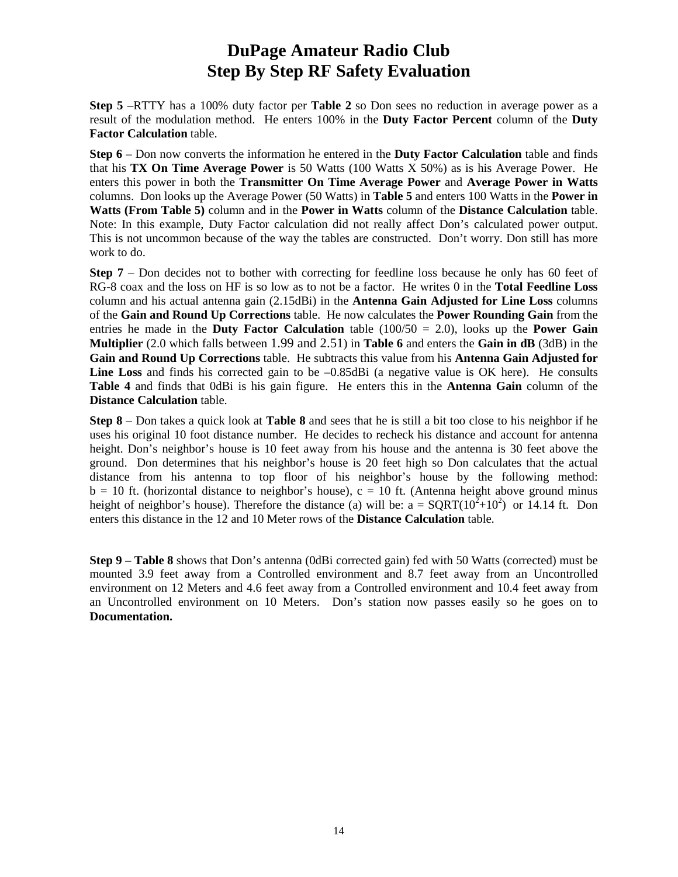# DuPage Amateur Radio Club
# Step By Step RF Safety Evaluation

**Step 5** –RTTY has a 100% duty factor per **Table 2** so Don sees no reduction in average power as a result of the modulation method. He enters 100% in the **Duty Factor Percent** column of the **Duty Factor Calculation** table.

**Step 6** – Don now converts the information he entered in the **Duty Factor Calculation** table and finds that his **TX On Time Average Power** is 50 Watts (100 Watts X 50%) as is his Average Power. He enters this power in both the **Transmitter On Time Average Power** and **Average Power in Watts** columns. Don looks up the Average Power (50 Watts) in **Table 5** and enters 100 Watts in the **Power in Watts (From Table 5)** column and in the **Power in Watts** column of the **Distance Calculation** table. Note: In this example, Duty Factor calculation did not really affect Don's calculated power output. This is not uncommon because of the way the tables are constructed. Don't worry. Don still has more work to do.

**Step 7** – Don decides not to bother with correcting for feedline loss because he only has 60 feet of RG-8 coax and the loss on HF is so low as to not be a factor. He writes 0 in the **Total Feedline Loss** column and his actual antenna gain (2.15dBi) in the **Antenna Gain Adjusted for Line Loss** columns of the **Gain and Round Up Corrections** table. He now calculates the **Power Rounding Gain** from the entries he made in the **Duty Factor Calculation** table (100/50 = 2.0), looks up the **Power Gain Multiplier** (2.0 which falls between 1.99 and 2.51) in **Table 6** and enters the **Gain in dB** (3dB) in the **Gain and Round Up Corrections** table. He subtracts this value from his **Antenna Gain Adjusted for Line Loss** and finds his corrected gain to be –0.85dBi (a negative value is OK here). He consults **Table 4** and finds that 0dBi is his gain figure. He enters this in the **Antenna Gain** column of the **Distance Calculation** table.

**Step 8** – Don takes a quick look at **Table 8** and sees that he is still a bit too close to his neighbor if he uses his original 10 foot distance number. He decides to recheck his distance and account for antenna height. Don's neighbor's house is 10 feet away from his house and the antenna is 30 feet above the ground. Don determines that his neighbor's house is 20 feet high so Don calculates that the actual distance from his antenna to top floor of his neighbor's house by the following method: b = 10 ft. (horizontal distance to neighbor's house), c = 10 ft. (Antenna height above ground minus height of neighbor's house). Therefore the distance (a) will be: $a = \text{SQRT}(10^2+10^2)$ or 14.14 ft. Don enters this distance in the 12 and 10 Meter rows of the **Distance Calculation** table.

**Step 9** – **Table 8** shows that Don's antenna (0dBi corrected gain) fed with 50 Watts (corrected) must be mounted 3.9 feet away from a Controlled environment and 8.7 feet away from an Uncontrolled environment on 12 Meters and 4.6 feet away from a Controlled environment and 10.4 feet away from an Uncontrolled environment on 10 Meters. Don's station now passes easily so he goes on to **Documentation.**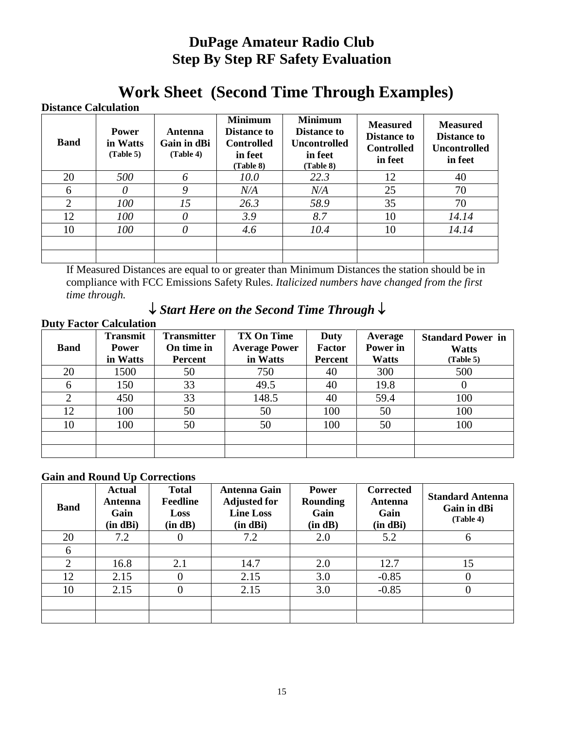# DuPage Amateur Radio Club
# Step By Step RF Safety Evaluation

## Work Sheet (Second Time Through Examples)

**Distance Calculation**

| Band | Power in Watts (Table 5) | Antenna Gain in dBi (Table 4) | Minimum Distance to Controlled in feet (Table 8) | Minimum Distance to Uncontrolled in feet (Table 8) | Measured Distance to Controlled in feet | Measured Distance to Uncontrolled in feet |
|---|---|---|---|---|---|---|
| 20 | *500* | *6* | *10.0* | *22.3* | 12 | 40 |
| 6 | *0* | *9* | *N/A* | *N/A* | 25 | 70 |
| 2 | *100* | *15* | *26.3* | *58.9* | 35 | 70 |
| 12 | *100* | *0* | *3.9* | *8.7* | 10 | *14.14* |
| 10 | *100* | *0* | *4.6* | *10.4* | 10 | *14.14* |
| | | | | | | |
| | | | | | | |

If Measured Distances are equal to or greater than Minimum Distances the station should be in compliance with FCC Emissions Safety Rules. *Italicized numbers have changed from the first time through.*

***↓ Start Here on the Second Time Through ↓***

**Duty Factor Calculation**

| Band | Transmit Power in Watts | Transmitter On time in Percent | TX On Time Average Power in Watts | Duty Factor Percent | Average Power in Watts | Standard Power in Watts (Table 5) |
|---|---|---|---|---|---|---|
| 20 | 1500 | 50 | 750 | 40 | 300 | 500 |
| 6 | 150 | 33 | 49.5 | 40 | 19.8 | 0 |
| 2 | 450 | 33 | 148.5 | 40 | 59.4 | 100 |
| 12 | 100 | 50 | 50 | 100 | 50 | 100 |
| 10 | 100 | 50 | 50 | 100 | 50 | 100 |
| | | | | | | |
| | | | | | | |

**Gain and Round Up Corrections**

| Band | Actual Antenna Gain (in dBi) | Total Feedline Loss (in dB) | Antenna Gain Adjusted for Line Loss (in dBi) | Power Rounding Gain (in dB) | Corrected Antenna Gain (in dBi) | Standard Antenna Gain in dBi (Table 4) |
|---|---|---|---|---|---|---|
| 20 | 7.2 | 0 | 7.2 | 2.0 | 5.2 | 6 |
| 6 | | | | | | |
| 2 | 16.8 | 2.1 | 14.7 | 2.0 | 12.7 | 15 |
| 12 | 2.15 | 0 | 2.15 | 3.0 | -0.85 | 0 |
| 10 | 2.15 | 0 | 2.15 | 3.0 | -0.85 | 0 |
| | | | | | | |
| | | | | | | |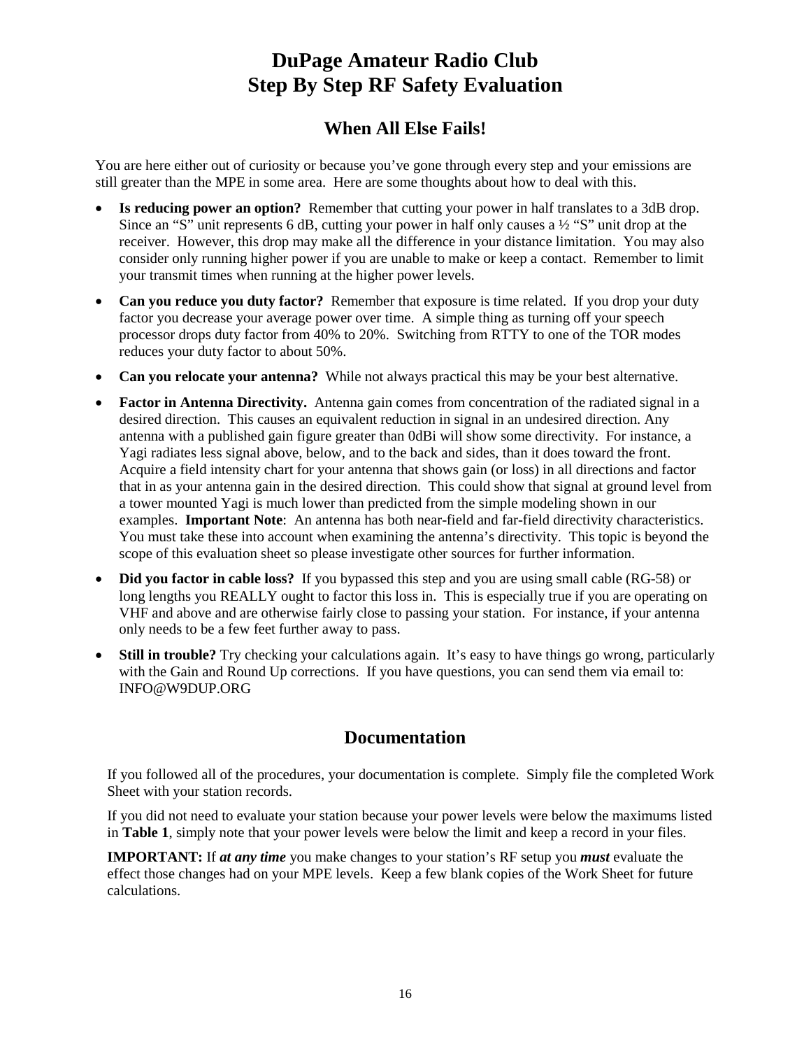# DuPage Amateur Radio Club
# Step By Step RF Safety Evaluation

## When All Else Fails!

You are here either out of curiosity or because you've gone through every step and your emissions are still greater than the MPE in some area. Here are some thoughts about how to deal with this.

- **Is reducing power an option?** Remember that cutting your power in half translates to a 3dB drop. Since an "S" unit represents 6 dB, cutting your power in half only causes a ½ "S" unit drop at the receiver. However, this drop may make all the difference in your distance limitation. You may also consider only running higher power if you are unable to make or keep a contact. Remember to limit your transmit times when running at the higher power levels.
- **Can you reduce you duty factor?** Remember that exposure is time related. If you drop your duty factor you decrease your average power over time. A simple thing as turning off your speech processor drops duty factor from 40% to 20%. Switching from RTTY to one of the TOR modes reduces your duty factor to about 50%.
- **Can you relocate your antenna?** While not always practical this may be your best alternative.
- **Factor in Antenna Directivity.** Antenna gain comes from concentration of the radiated signal in a desired direction. This causes an equivalent reduction in signal in an undesired direction. Any antenna with a published gain figure greater than 0dBi will show some directivity. For instance, a Yagi radiates less signal above, below, and to the back and sides, than it does toward the front. Acquire a field intensity chart for your antenna that shows gain (or loss) in all directions and factor that in as your antenna gain in the desired direction. This could show that signal at ground level from a tower mounted Yagi is much lower than predicted from the simple modeling shown in our examples. **Important Note**: An antenna has both near-field and far-field directivity characteristics. You must take these into account when examining the antenna's directivity. This topic is beyond the scope of this evaluation sheet so please investigate other sources for further information.
- **Did you factor in cable loss?** If you bypassed this step and you are using small cable (RG-58) or long lengths you REALLY ought to factor this loss in. This is especially true if you are operating on VHF and above and are otherwise fairly close to passing your station. For instance, if your antenna only needs to be a few feet further away to pass.
- **Still in trouble?** Try checking your calculations again. It's easy to have things go wrong, particularly with the Gain and Round Up corrections. If you have questions, you can send them via email to: INFO@W9DUP.ORG

## Documentation

If you followed all of the procedures, your documentation is complete. Simply file the completed Work Sheet with your station records.

If you did not need to evaluate your station because your power levels were below the maximums listed in **Table 1**, simply note that your power levels were below the limit and keep a record in your files.

**IMPORTANT:** If ***at any time*** you make changes to your station's RF setup you ***must*** evaluate the effect those changes had on your MPE levels. Keep a few blank copies of the Work Sheet for future calculations.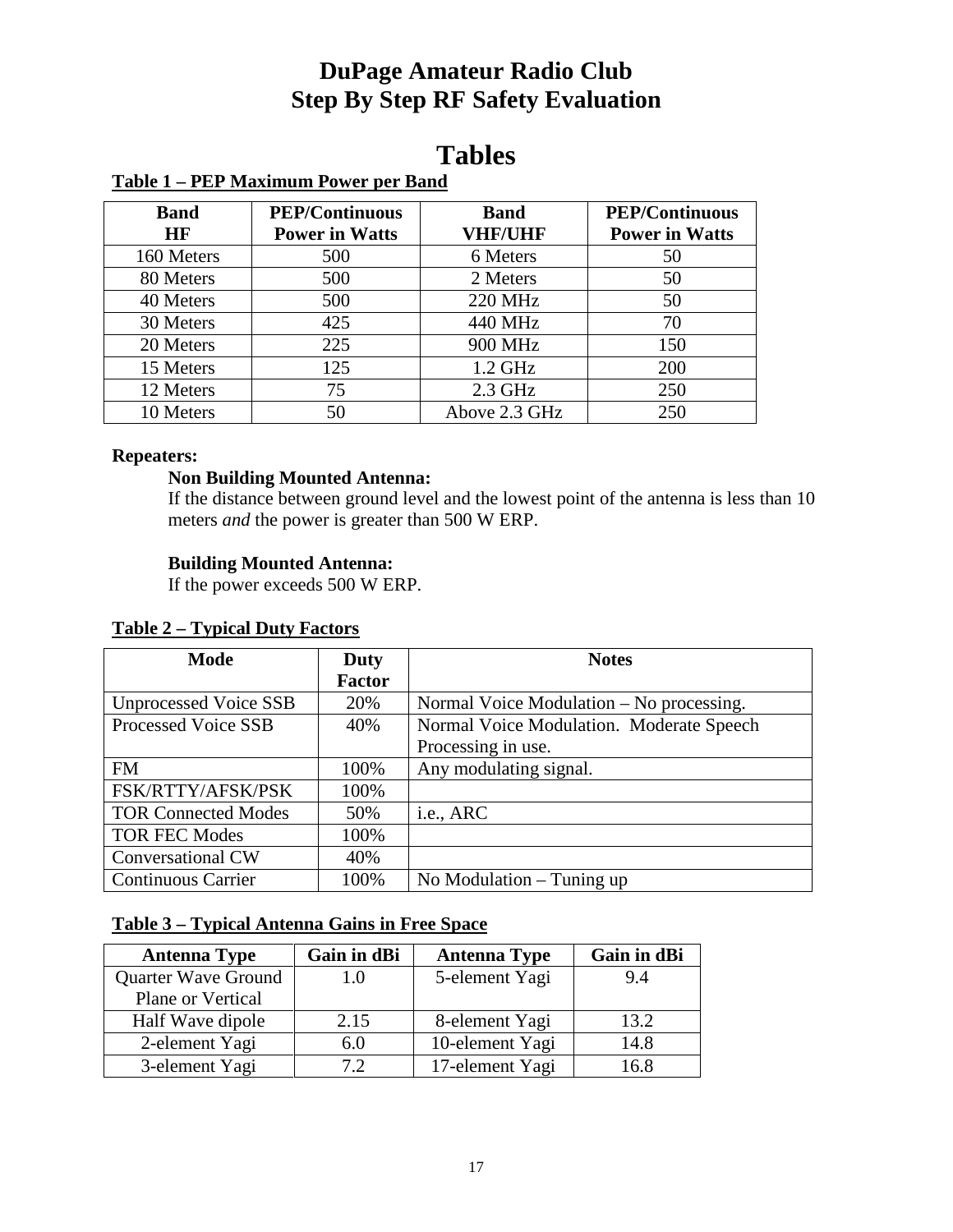# DuPage Amateur Radio Club
# Step By Step RF Safety Evaluation

## Tables

### Table 1 – PEP Maximum Power per Band

| Band HF | PEP/Continuous Power in Watts | Band VHF/UHF | PEP/Continuous Power in Watts |
|---|---|---|---|
| 160 Meters | 500 | 6 Meters | 50 |
| 80 Meters | 500 | 2 Meters | 50 |
| 40 Meters | 500 | 220 MHz | 50 |
| 30 Meters | 425 | 440 MHz | 70 |
| 20 Meters | 225 | 900 MHz | 150 |
| 15 Meters | 125 | 1.2 GHz | 200 |
| 12 Meters | 75 | 2.3 GHz | 250 |
| 10 Meters | 50 | Above 2.3 GHz | 250 |

**Repeaters:**

**Non Building Mounted Antenna:**
If the distance between ground level and the lowest point of the antenna is less than 10 meters *and* the power is greater than 500 W ERP.

**Building Mounted Antenna:**
If the power exceeds 500 W ERP.

### Table 2 – Typical Duty Factors

| Mode | Duty Factor | Notes |
|---|---|---|
| Unprocessed Voice SSB | 20% | Normal Voice Modulation – No processing. |
| Processed Voice SSB | 40% | Normal Voice Modulation. Moderate Speech Processing in use. |
| FM | 100% | Any modulating signal. |
| FSK/RTTY/AFSK/PSK | 100% | |
| TOR Connected Modes | 50% | i.e., ARC |
| TOR FEC Modes | 100% | |
| Conversational CW | 40% | |
| Continuous Carrier | 100% | No Modulation – Tuning up |

### Table 3 – Typical Antenna Gains in Free Space

| Antenna Type | Gain in dBi | Antenna Type | Gain in dBi |
|---|---|---|---|
| Quarter Wave Ground Plane or Vertical | 1.0 | 5-element Yagi | 9.4 |
| Half Wave dipole | 2.15 | 8-element Yagi | 13.2 |
| 2-element Yagi | 6.0 | 10-element Yagi | 14.8 |
| 3-element Yagi | 7.2 | 17-element Yagi | 16.8 |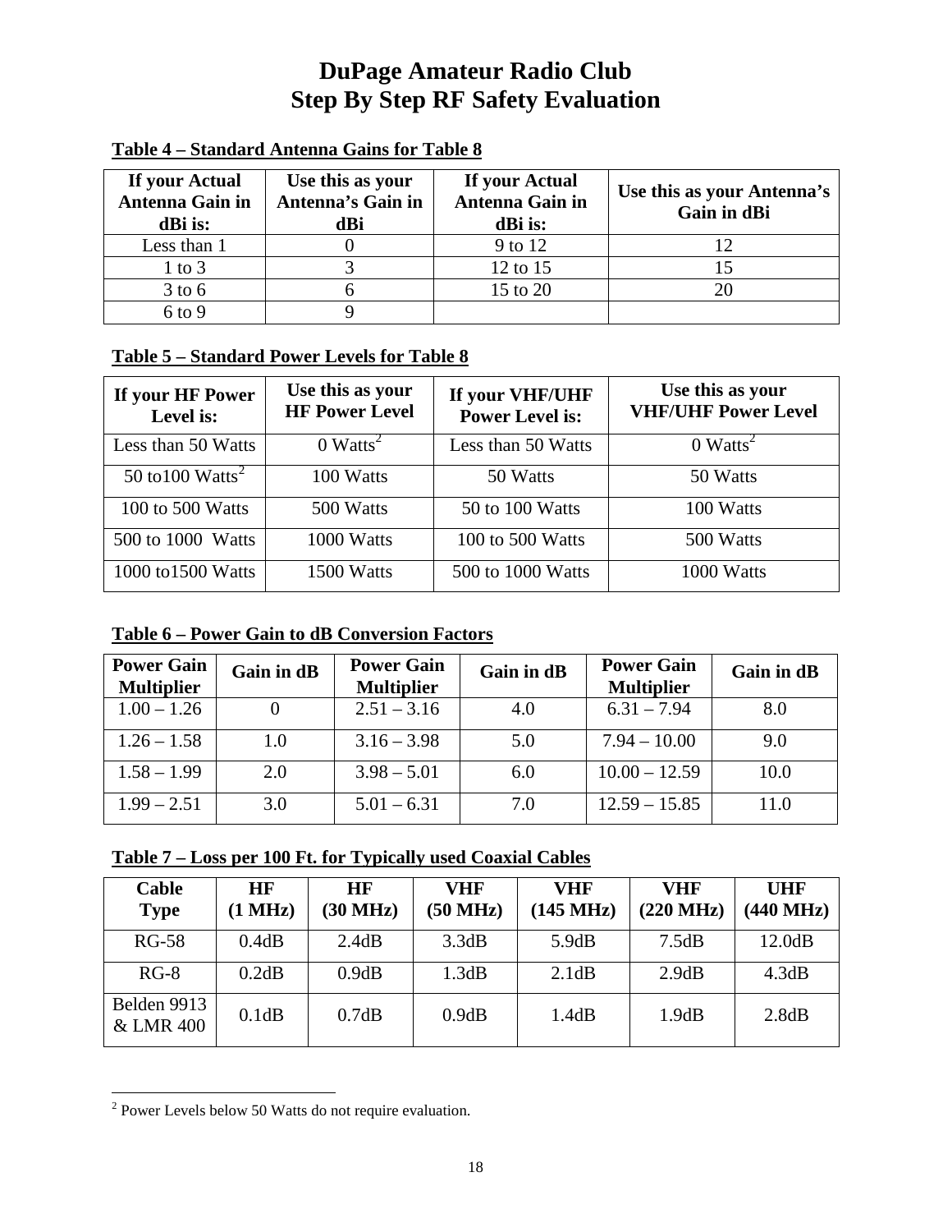# DuPage Amateur Radio Club
# Step By Step RF Safety Evaluation

**Table 4 – Standard Antenna Gains for Table 8**

| If your Actual Antenna Gain in dBi is: | Use this as your Antenna's Gain in dBi | If your Actual Antenna Gain in dBi is: | Use this as your Antenna's Gain in dBi |
|---|---|---|---|
| Less than 1 | 0 | 9 to 12 | 12 |
| 1 to 3 | 3 | 12 to 15 | 15 |
| 3 to 6 | 6 | 15 to 20 | 20 |
| 6 to 9 | 9 | | |

**Table 5 – Standard Power Levels for Table 8**

| If your HF Power Level is: | Use this as your HF Power Level | If your VHF/UHF Power Level is: | Use this as your VHF/UHF Power Level |
|---|---|---|---|
| Less than 50 Watts | 0 Watts[2] | Less than 50 Watts | 0 Watts[2] |
| 50 to100 Watts[2] | 100 Watts | 50 Watts | 50 Watts |
| 100 to 500 Watts | 500 Watts | 50 to 100 Watts | 100 Watts |
| 500 to 1000 Watts | 1000 Watts | 100 to 500 Watts | 500 Watts |
| 1000 to1500 Watts | 1500 Watts | 500 to 1000 Watts | 1000 Watts |

**Table 6 – Power Gain to dB Conversion Factors**

| Power Gain Multiplier | Gain in dB | Power Gain Multiplier | Gain in dB | Power Gain Multiplier | Gain in dB |
|---|---|---|---|---|---|
| 1.00 – 1.26 | 0 | 2.51 – 3.16 | 4.0 | 6.31 – 7.94 | 8.0 |
| 1.26 – 1.58 | 1.0 | 3.16 – 3.98 | 5.0 | 7.94 – 10.00 | 9.0 |
| 1.58 – 1.99 | 2.0 | 3.98 – 5.01 | 6.0 | 10.00 – 12.59 | 10.0 |
| 1.99 – 2.51 | 3.0 | 5.01 – 6.31 | 7.0 | 12.59 – 15.85 | 11.0 |

**Table 7 – Loss per 100 Ft. for Typically used Coaxial Cables**

| Cable Type | HF (1 MHz) | HF (30 MHz) | VHF (50 MHz) | VHF (145 MHz) | VHF (220 MHz) | UHF (440 MHz) |
|---|---|---|---|---|---|---|
| RG-58 | 0.4dB | 2.4dB | 3.3dB | 5.9dB | 7.5dB | 12.0dB |
| RG-8 | 0.2dB | 0.9dB | 1.3dB | 2.1dB | 2.9dB | 4.3dB |
| Belden 9913 & LMR 400 | 0.1dB | 0.7dB | 0.9dB | 1.4dB | 1.9dB | 2.8dB |

[2] Power Levels below 50 Watts do not require evaluation.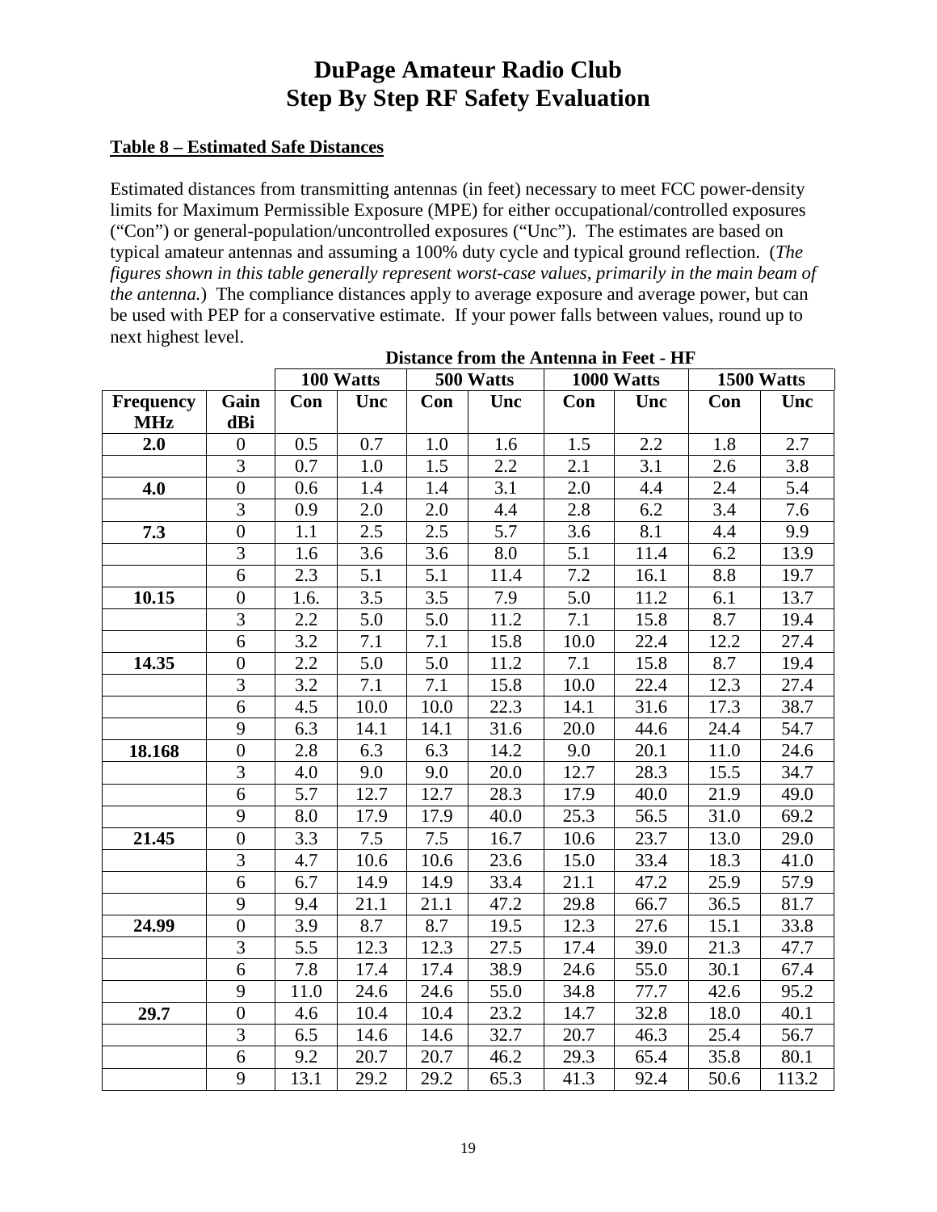# DuPage Amateur Radio Club
# Step By Step RF Safety Evaluation

**Table 8 – Estimated Safe Distances**

Estimated distances from transmitting antennas (in feet) necessary to meet FCC power-density limits for Maximum Permissible Exposure (MPE) for either occupational/controlled exposures ("Con") or general-population/uncontrolled exposures ("Unc"). The estimates are based on typical amateur antennas and assuming a 100% duty cycle and typical ground reflection. (*The figures shown in this table generally represent worst-case values, primarily in the main beam of the antenna.*) The compliance distances apply to average exposure and average power, but can be used with PEP for a conservative estimate. If your power falls between values, round up to next highest level.

**Distance from the Antenna in Feet - HF**

| | | 100 Watts | | 500 Watts | | 1000 Watts | | 1500 Watts | |
|---|---|---|---|---|---|---|---|---|---|
| **Frequency MHz** | **Gain dBi** | **Con** | **Unc** | **Con** | **Unc** | **Con** | **Unc** | **Con** | **Unc** |
| **2.0** | 0 | 0.5 | 0.7 | 1.0 | 1.6 | 1.5 | 2.2 | 1.8 | 2.7 |
| | 3 | 0.7 | 1.0 | 1.5 | 2.2 | 2.1 | 3.1 | 2.6 | 3.8 |
| **4.0** | 0 | 0.6 | 1.4 | 1.4 | 3.1 | 2.0 | 4.4 | 2.4 | 5.4 |
| | 3 | 0.9 | 2.0 | 2.0 | 4.4 | 2.8 | 6.2 | 3.4 | 7.6 |
| **7.3** | 0 | 1.1 | 2.5 | 2.5 | 5.7 | 3.6 | 8.1 | 4.4 | 9.9 |
| | 3 | 1.6 | 3.6 | 3.6 | 8.0 | 5.1 | 11.4 | 6.2 | 13.9 |
| | 6 | 2.3 | 5.1 | 5.1 | 11.4 | 7.2 | 16.1 | 8.8 | 19.7 |
| **10.15** | 0 | 1.6. | 3.5 | 3.5 | 7.9 | 5.0 | 11.2 | 6.1 | 13.7 |
| | 3 | 2.2 | 5.0 | 5.0 | 11.2 | 7.1 | 15.8 | 8.7 | 19.4 |
| | 6 | 3.2 | 7.1 | 7.1 | 15.8 | 10.0 | 22.4 | 12.2 | 27.4 |
| **14.35** | 0 | 2.2 | 5.0 | 5.0 | 11.2 | 7.1 | 15.8 | 8.7 | 19.4 |
| | 3 | 3.2 | 7.1 | 7.1 | 15.8 | 10.0 | 22.4 | 12.3 | 27.4 |
| | 6 | 4.5 | 10.0 | 10.0 | 22.3 | 14.1 | 31.6 | 17.3 | 38.7 |
| | 9 | 6.3 | 14.1 | 14.1 | 31.6 | 20.0 | 44.6 | 24.4 | 54.7 |
| **18.168** | 0 | 2.8 | 6.3 | 6.3 | 14.2 | 9.0 | 20.1 | 11.0 | 24.6 |
| | 3 | 4.0 | 9.0 | 9.0 | 20.0 | 12.7 | 28.3 | 15.5 | 34.7 |
| | 6 | 5.7 | 12.7 | 12.7 | 28.3 | 17.9 | 40.0 | 21.9 | 49.0 |
| | 9 | 8.0 | 17.9 | 17.9 | 40.0 | 25.3 | 56.5 | 31.0 | 69.2 |
| **21.45** | 0 | 3.3 | 7.5 | 7.5 | 16.7 | 10.6 | 23.7 | 13.0 | 29.0 |
| | 3 | 4.7 | 10.6 | 10.6 | 23.6 | 15.0 | 33.4 | 18.3 | 41.0 |
| | 6 | 6.7 | 14.9 | 14.9 | 33.4 | 21.1 | 47.2 | 25.9 | 57.9 |
| | 9 | 9.4 | 21.1 | 21.1 | 47.2 | 29.8 | 66.7 | 36.5 | 81.7 |
| **24.99** | 0 | 3.9 | 8.7 | 8.7 | 19.5 | 12.3 | 27.6 | 15.1 | 33.8 |
| | 3 | 5.5 | 12.3 | 12.3 | 27.5 | 17.4 | 39.0 | 21.3 | 47.7 |
| | 6 | 7.8 | 17.4 | 17.4 | 38.9 | 24.6 | 55.0 | 30.1 | 67.4 |
| | 9 | 11.0 | 24.6 | 24.6 | 55.0 | 34.8 | 77.7 | 42.6 | 95.2 |
| **29.7** | 0 | 4.6 | 10.4 | 10.4 | 23.2 | 14.7 | 32.8 | 18.0 | 40.1 |
| | 3 | 6.5 | 14.6 | 14.6 | 32.7 | 20.7 | 46.3 | 25.4 | 56.7 |
| | 6 | 9.2 | 20.7 | 20.7 | 46.2 | 29.3 | 65.4 | 35.8 | 80.1 |
| | 9 | 13.1 | 29.2 | 29.2 | 65.3 | 41.3 | 92.4 | 50.6 | 113.2 |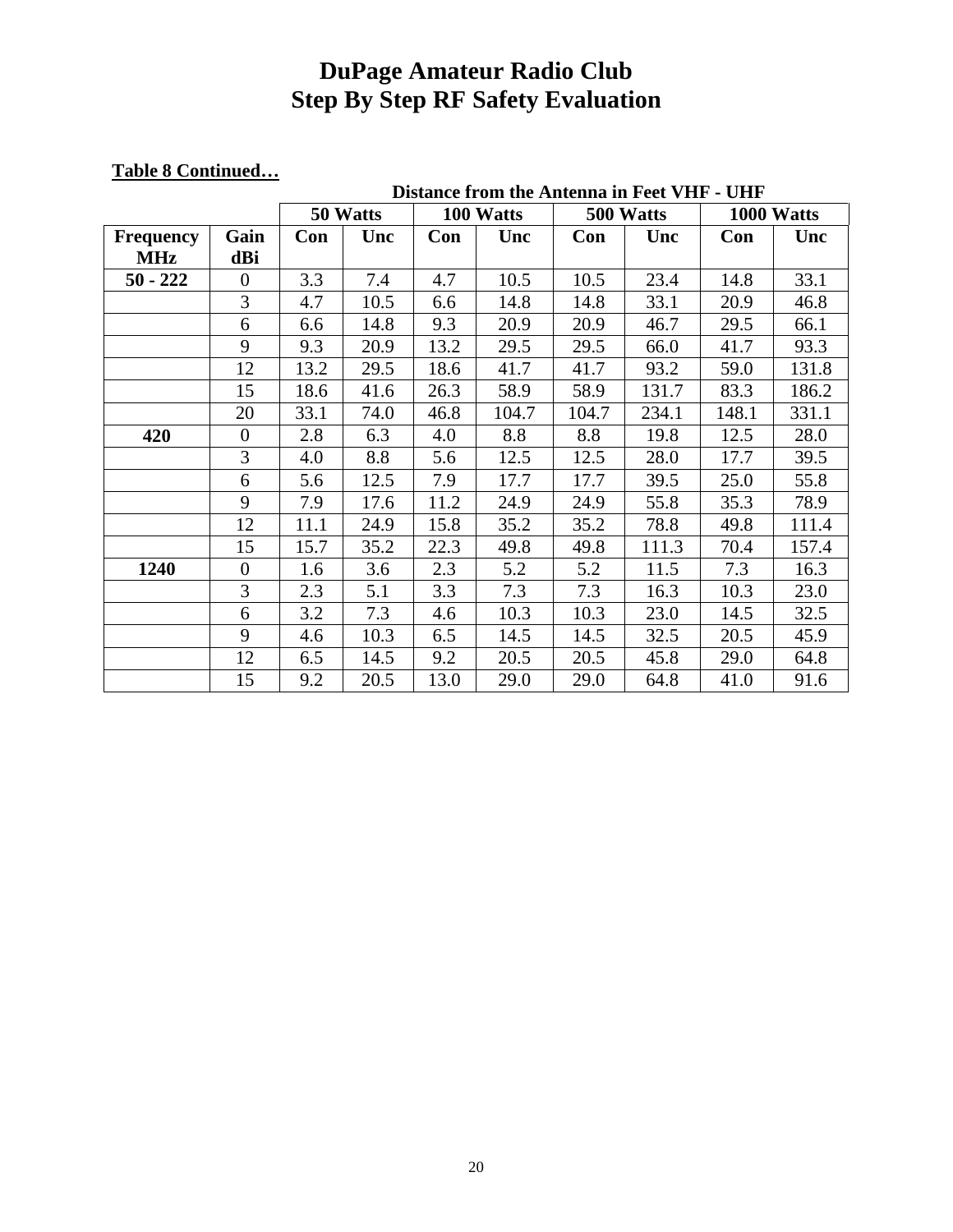# DuPage Amateur Radio Club
# Step By Step RF Safety Evaluation

**Table 8 Continued…**

| | | **Distance from the Antenna in Feet VHF - UHF** | | | | | | | |
|---|---|---|---|---|---|---|---|---|---|
| | | **50 Watts** | | **100 Watts** | | **500 Watts** | | **1000 Watts** | |
| **Frequency MHz** | **Gain dBi** | **Con** | **Unc** | **Con** | **Unc** | **Con** | **Unc** | **Con** | **Unc** |
| **50 - 222** | 0 | 3.3 | 7.4 | 4.7 | 10.5 | 10.5 | 23.4 | 14.8 | 33.1 |
| | 3 | 4.7 | 10.5 | 6.6 | 14.8 | 14.8 | 33.1 | 20.9 | 46.8 |
| | 6 | 6.6 | 14.8 | 9.3 | 20.9 | 20.9 | 46.7 | 29.5 | 66.1 |
| | 9 | 9.3 | 20.9 | 13.2 | 29.5 | 29.5 | 66.0 | 41.7 | 93.3 |
| | 12 | 13.2 | 29.5 | 18.6 | 41.7 | 41.7 | 93.2 | 59.0 | 131.8 |
| | 15 | 18.6 | 41.6 | 26.3 | 58.9 | 58.9 | 131.7 | 83.3 | 186.2 |
| | 20 | 33.1 | 74.0 | 46.8 | 104.7 | 104.7 | 234.1 | 148.1 | 331.1 |
| **420** | 0 | 2.8 | 6.3 | 4.0 | 8.8 | 8.8 | 19.8 | 12.5 | 28.0 |
| | 3 | 4.0 | 8.8 | 5.6 | 12.5 | 12.5 | 28.0 | 17.7 | 39.5 |
| | 6 | 5.6 | 12.5 | 7.9 | 17.7 | 17.7 | 39.5 | 25.0 | 55.8 |
| | 9 | 7.9 | 17.6 | 11.2 | 24.9 | 24.9 | 55.8 | 35.3 | 78.9 |
| | 12 | 11.1 | 24.9 | 15.8 | 35.2 | 35.2 | 78.8 | 49.8 | 111.4 |
| | 15 | 15.7 | 35.2 | 22.3 | 49.8 | 49.8 | 111.3 | 70.4 | 157.4 |
| **1240** | 0 | 1.6 | 3.6 | 2.3 | 5.2 | 5.2 | 11.5 | 7.3 | 16.3 |
| | 3 | 2.3 | 5.1 | 3.3 | 7.3 | 7.3 | 16.3 | 10.3 | 23.0 |
| | 6 | 3.2 | 7.3 | 4.6 | 10.3 | 10.3 | 23.0 | 14.5 | 32.5 |
| | 9 | 4.6 | 10.3 | 6.5 | 14.5 | 14.5 | 32.5 | 20.5 | 45.9 |
| | 12 | 6.5 | 14.5 | 9.2 | 20.5 | 20.5 | 45.8 | 29.0 | 64.8 |
| | 15 | 9.2 | 20.5 | 13.0 | 29.0 | 29.0 | 64.8 | 41.0 | 91.6 |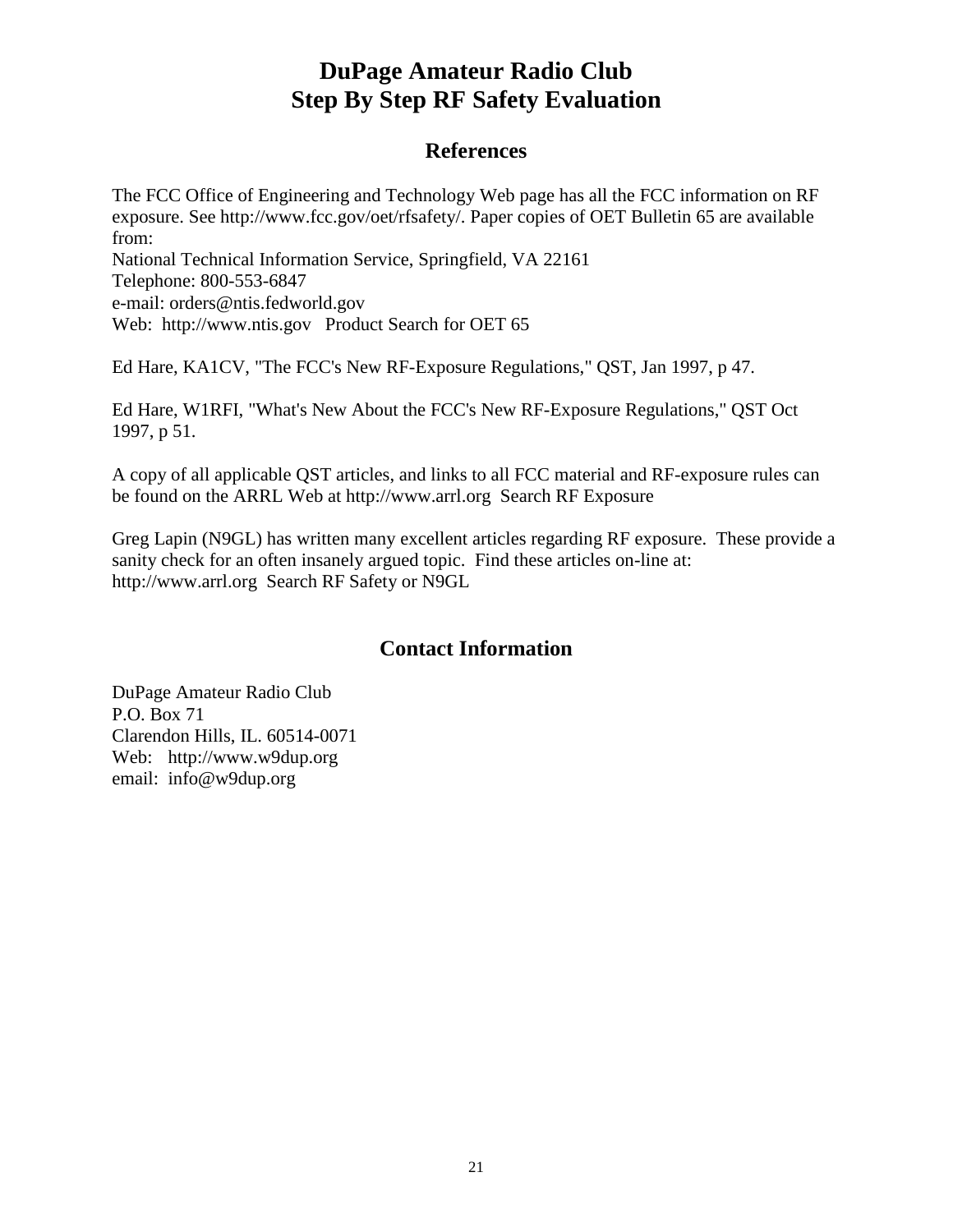# DuPage Amateur Radio Club
# Step By Step RF Safety Evaluation

## References

The FCC Office of Engineering and Technology Web page has all the FCC information on RF exposure. See http://www.fcc.gov/oet/rfsafety/. Paper copies of OET Bulletin 65 are available from:
National Technical Information Service, Springfield, VA 22161
Telephone: 800-553-6847
e-mail: orders@ntis.fedworld.gov
Web: http://www.ntis.gov Product Search for OET 65

Ed Hare, KA1CV, "The FCC's New RF-Exposure Regulations," QST, Jan 1997, p 47.

Ed Hare, W1RFI, "What's New About the FCC's New RF-Exposure Regulations," QST Oct 1997, p 51.

A copy of all applicable QST articles, and links to all FCC material and RF-exposure rules can be found on the ARRL Web at http://www.arrl.org Search RF Exposure

Greg Lapin (N9GL) has written many excellent articles regarding RF exposure. These provide a sanity check for an often insanely argued topic. Find these articles on-line at: http://www.arrl.org Search RF Safety or N9GL

## Contact Information

DuPage Amateur Radio Club
P.O. Box 71
Clarendon Hills, IL. 60514-0071
Web: http://www.w9dup.org
email: info@w9dup.org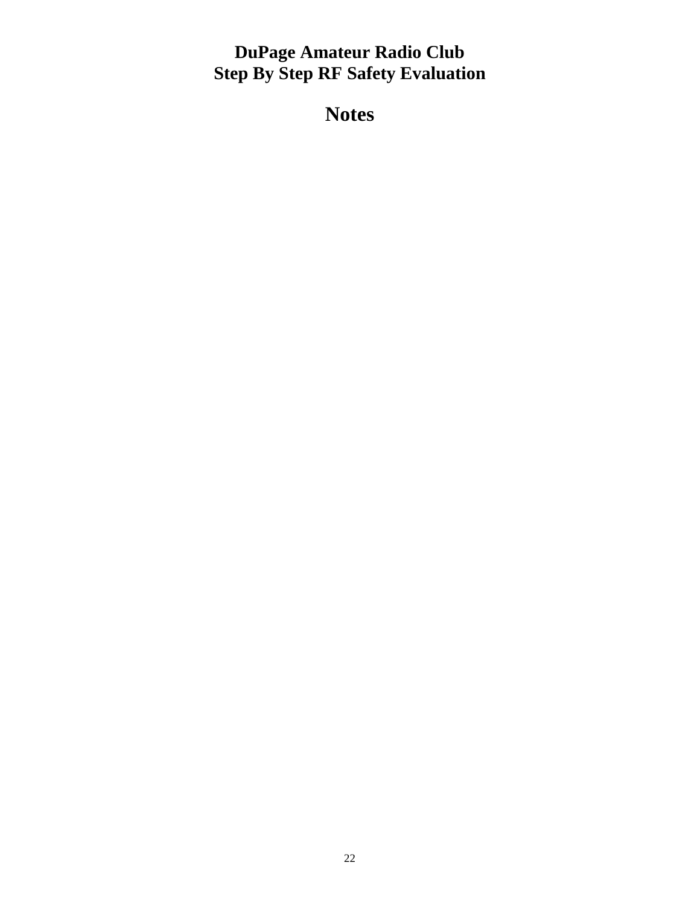# DuPage Amateur Radio Club
# Step By Step RF Safety Evaluation

## Notes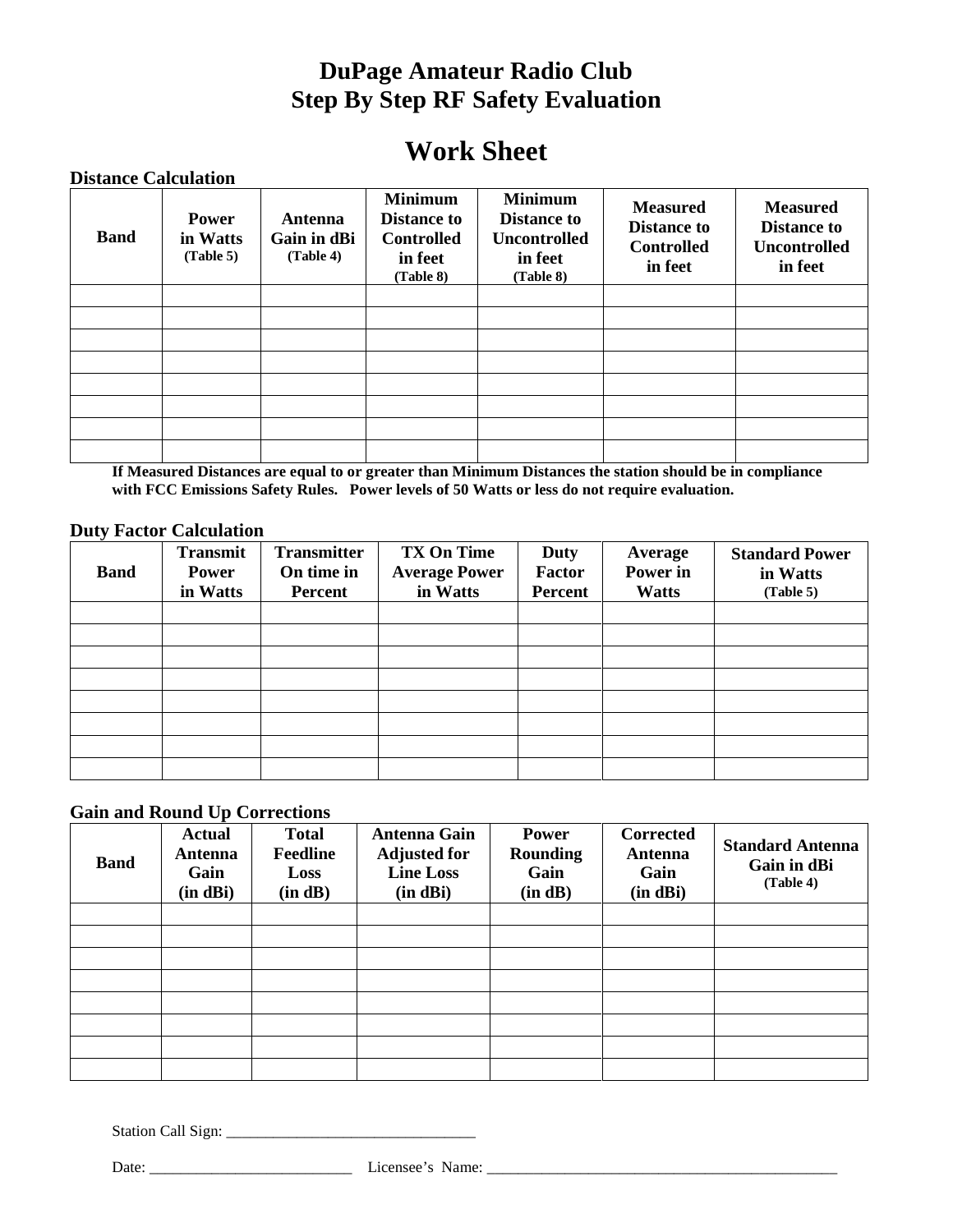# DuPage Amateur Radio Club
# Step By Step RF Safety Evaluation

## Work Sheet

### Distance Calculation

| Band | Power in Watts (Table 5) | Antenna Gain in dBi (Table 4) | Minimum Distance to Controlled in feet (Table 8) | Minimum Distance to Uncontrolled in feet (Table 8) | Measured Distance to Controlled in feet | Measured Distance to Uncontrolled in feet |
|---|---|---|---|---|---|---|
| | | | | | | |
| | | | | | | |
| | | | | | | |
| | | | | | | |
| | | | | | | |
| | | | | | | |
| | | | | | | |
| | | | | | | |

**If Measured Distances are equal to or greater than Minimum Distances the station should be in compliance with FCC Emissions Safety Rules. Power levels of 50 Watts or less do not require evaluation.**

### Duty Factor Calculation

| Band | Transmit Power in Watts | Transmitter On time in Percent | TX On Time Average Power in Watts | Duty Factor Percent | Average Power in Watts | Standard Power in Watts (Table 5) |
|---|---|---|---|---|---|---|
| | | | | | | |
| | | | | | | |
| | | | | | | |
| | | | | | | |
| | | | | | | |
| | | | | | | |
| | | | | | | |
| | | | | | | |

### Gain and Round Up Corrections

| Band | Actual Antenna Gain (in dBi) | Total Feedline Loss (in dB) | Antenna Gain Adjusted for Line Loss (in dBi) | Power Rounding Gain (in dB) | Corrected Antenna Gain (in dBi) | Standard Antenna Gain in dBi (Table 4) |
|---|---|---|---|---|---|---|
| | | | | | | |
| | | | | | | |
| | | | | | | |
| | | | | | | |
| | | | | | | |
| | | | | | | |
| | | | | | | |
| | | | | | | |

Station Call Sign: _______________________________

Date: __________________________ Licensee's Name: _______________________________________________